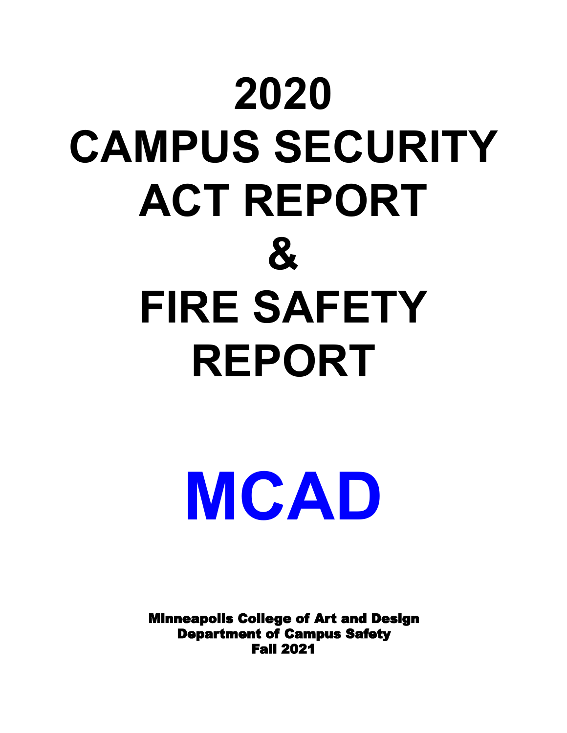# 2020 CAMPUS SECURITY ACT REPORT & FIRE SAFETY REPORT

# MCAD

**Minneapolis College of Art and Design**
**Department of Campus Safety**
**Fall 2021**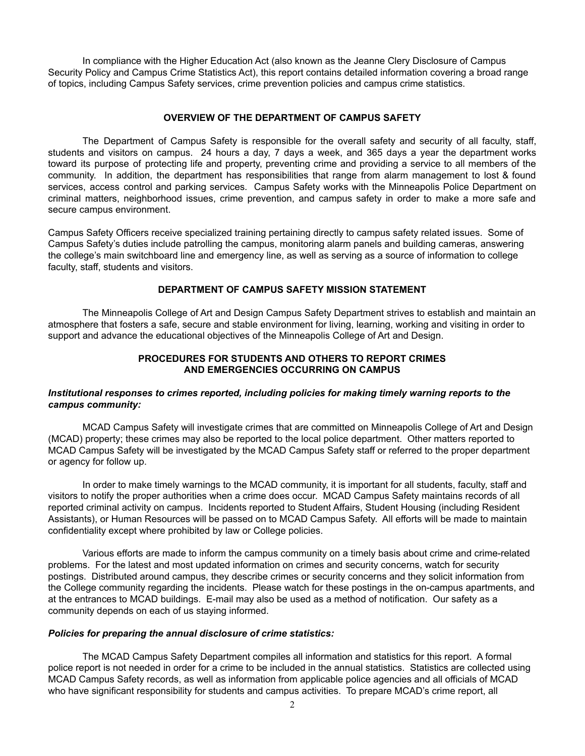In compliance with the Higher Education Act (also known as the Jeanne Clery Disclosure of Campus Security Policy and Campus Crime Statistics Act), this report contains detailed information covering a broad range of topics, including Campus Safety services, crime prevention policies and campus crime statistics.

## OVERVIEW OF THE DEPARTMENT OF CAMPUS SAFETY

The Department of Campus Safety is responsible for the overall safety and security of all faculty, staff, students and visitors on campus. 24 hours a day, 7 days a week, and 365 days a year the department works toward its purpose of protecting life and property, preventing crime and providing a service to all members of the community. In addition, the department has responsibilities that range from alarm management to lost & found services, access control and parking services. Campus Safety works with the Minneapolis Police Department on criminal matters, neighborhood issues, crime prevention, and campus safety in order to make a more safe and secure campus environment.

Campus Safety Officers receive specialized training pertaining directly to campus safety related issues. Some of Campus Safety's duties include patrolling the campus, monitoring alarm panels and building cameras, answering the college's main switchboard line and emergency line, as well as serving as a source of information to college faculty, staff, students and visitors.

## DEPARTMENT OF CAMPUS SAFETY MISSION STATEMENT

The Minneapolis College of Art and Design Campus Safety Department strives to establish and maintain an atmosphere that fosters a safe, secure and stable environment for living, learning, working and visiting in order to support and advance the educational objectives of the Minneapolis College of Art and Design.

## PROCEDURES FOR STUDENTS AND OTHERS TO REPORT CRIMES AND EMERGENCIES OCCURRING ON CAMPUS

***Institutional responses to crimes reported, including policies for making timely warning reports to the campus community:***

MCAD Campus Safety will investigate crimes that are committed on Minneapolis College of Art and Design (MCAD) property; these crimes may also be reported to the local police department. Other matters reported to MCAD Campus Safety will be investigated by the MCAD Campus Safety staff or referred to the proper department or agency for follow up.

In order to make timely warnings to the MCAD community, it is important for all students, faculty, staff and visitors to notify the proper authorities when a crime does occur. MCAD Campus Safety maintains records of all reported criminal activity on campus. Incidents reported to Student Affairs, Student Housing (including Resident Assistants), or Human Resources will be passed on to MCAD Campus Safety. All efforts will be made to maintain confidentiality except where prohibited by law or College policies.

Various efforts are made to inform the campus community on a timely basis about crime and crime-related problems. For the latest and most updated information on crimes and security concerns, watch for security postings. Distributed around campus, they describe crimes or security concerns and they solicit information from the College community regarding the incidents. Please watch for these postings in the on-campus apartments, and at the entrances to MCAD buildings. E-mail may also be used as a method of notification. Our safety as a community depends on each of us staying informed.

***Policies for preparing the annual disclosure of crime statistics:***

The MCAD Campus Safety Department compiles all information and statistics for this report. A formal police report is not needed in order for a crime to be included in the annual statistics. Statistics are collected using MCAD Campus Safety records, as well as information from applicable police agencies and all officials of MCAD who have significant responsibility for students and campus activities. To prepare MCAD's crime report, all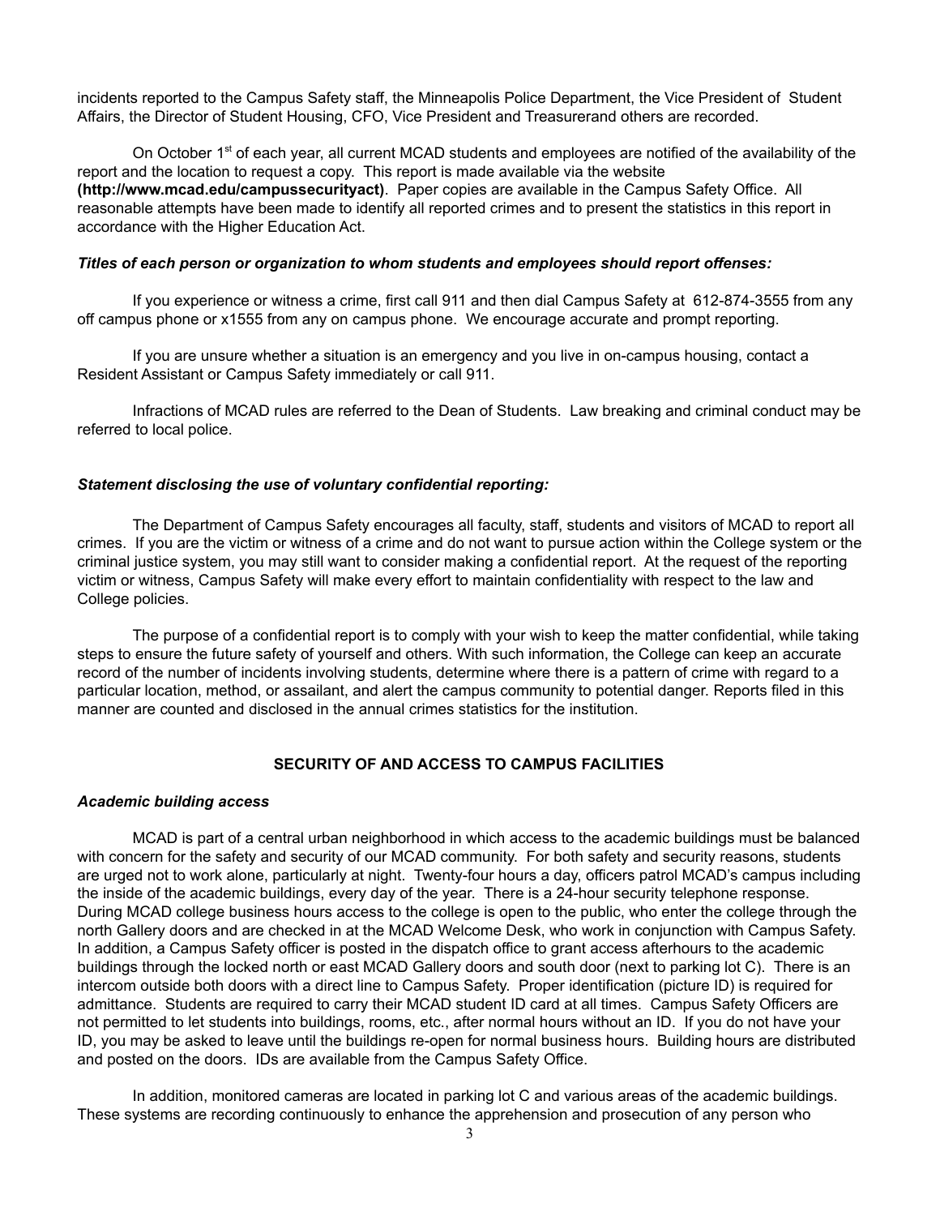incidents reported to the Campus Safety staff, the Minneapolis Police Department, the Vice President of Student Affairs, the Director of Student Housing, CFO, Vice President and Treasurerand others are recorded.

On October 1st of each year, all current MCAD students and employees are notified of the availability of the report and the location to request a copy. This report is made available via the website **(http://www.mcad.edu/campussecurityact)**. Paper copies are available in the Campus Safety Office. All reasonable attempts have been made to identify all reported crimes and to present the statistics in this report in accordance with the Higher Education Act.

***Titles of each person or organization to whom students and employees should report offenses:***

If you experience or witness a crime, first call 911 and then dial Campus Safety at 612-874-3555 from any off campus phone or x1555 from any on campus phone. We encourage accurate and prompt reporting.

If you are unsure whether a situation is an emergency and you live in on-campus housing, contact a Resident Assistant or Campus Safety immediately or call 911.

Infractions of MCAD rules are referred to the Dean of Students. Law breaking and criminal conduct may be referred to local police.

***Statement disclosing the use of voluntary confidential reporting:***

The Department of Campus Safety encourages all faculty, staff, students and visitors of MCAD to report all crimes. If you are the victim or witness of a crime and do not want to pursue action within the College system or the criminal justice system, you may still want to consider making a confidential report. At the request of the reporting victim or witness, Campus Safety will make every effort to maintain confidentiality with respect to the law and College policies.

The purpose of a confidential report is to comply with your wish to keep the matter confidential, while taking steps to ensure the future safety of yourself and others. With such information, the College can keep an accurate record of the number of incidents involving students, determine where there is a pattern of crime with regard to a particular location, method, or assailant, and alert the campus community to potential danger. Reports filed in this manner are counted and disclosed in the annual crimes statistics for the institution.

## SECURITY OF AND ACCESS TO CAMPUS FACILITIES

***Academic building access***

MCAD is part of a central urban neighborhood in which access to the academic buildings must be balanced with concern for the safety and security of our MCAD community. For both safety and security reasons, students are urged not to work alone, particularly at night. Twenty-four hours a day, officers patrol MCAD's campus including the inside of the academic buildings, every day of the year. There is a 24-hour security telephone response. During MCAD college business hours access to the college is open to the public, who enter the college through the north Gallery doors and are checked in at the MCAD Welcome Desk, who work in conjunction with Campus Safety. In addition, a Campus Safety officer is posted in the dispatch office to grant access afterhours to the academic buildings through the locked north or east MCAD Gallery doors and south door (next to parking lot C). There is an intercom outside both doors with a direct line to Campus Safety. Proper identification (picture ID) is required for admittance. Students are required to carry their MCAD student ID card at all times. Campus Safety Officers are not permitted to let students into buildings, rooms, etc., after normal hours without an ID. If you do not have your ID, you may be asked to leave until the buildings re-open for normal business hours. Building hours are distributed and posted on the doors. IDs are available from the Campus Safety Office.

In addition, monitored cameras are located in parking lot C and various areas of the academic buildings. These systems are recording continuously to enhance the apprehension and prosecution of any person who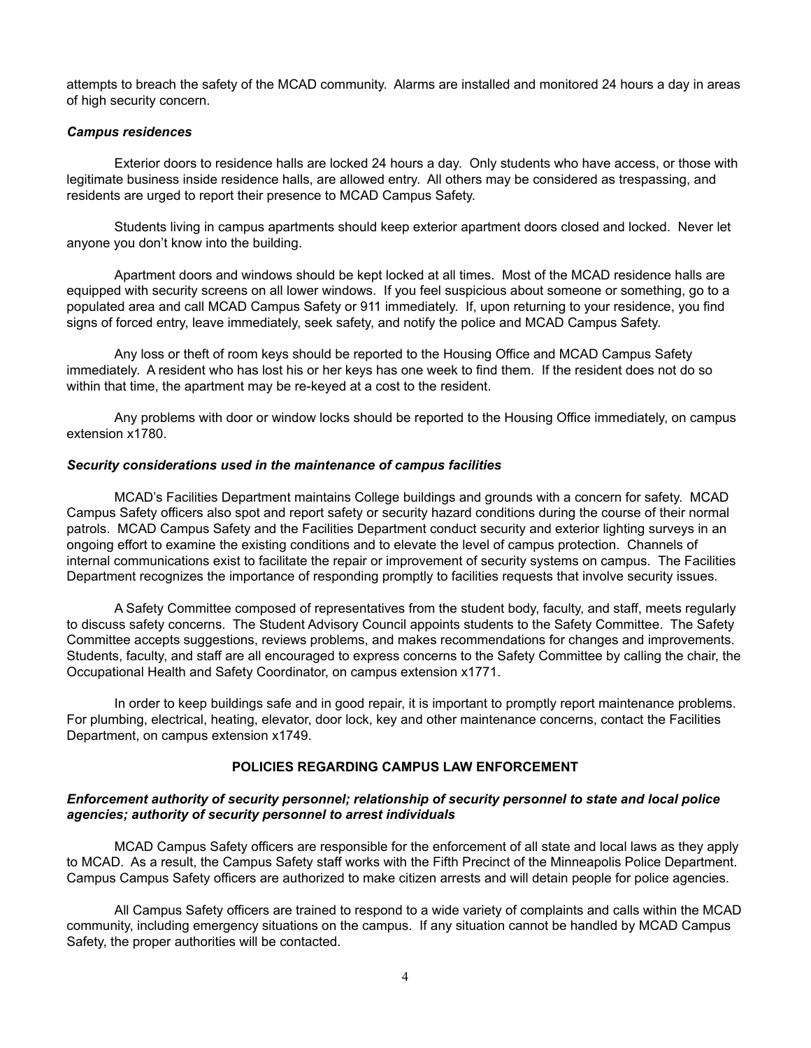attempts to breach the safety of the MCAD community. Alarms are installed and monitored 24 hours a day in areas of high security concern.

***Campus residences***

Exterior doors to residence halls are locked 24 hours a day. Only students who have access, or those with legitimate business inside residence halls, are allowed entry. All others may be considered as trespassing, and residents are urged to report their presence to MCAD Campus Safety.

Students living in campus apartments should keep exterior apartment doors closed and locked. Never let anyone you don't know into the building.

Apartment doors and windows should be kept locked at all times. Most of the MCAD residence halls are equipped with security screens on all lower windows. If you feel suspicious about someone or something, go to a populated area and call MCAD Campus Safety or 911 immediately. If, upon returning to your residence, you find signs of forced entry, leave immediately, seek safety, and notify the police and MCAD Campus Safety.

Any loss or theft of room keys should be reported to the Housing Office and MCAD Campus Safety immediately. A resident who has lost his or her keys has one week to find them. If the resident does not do so within that time, the apartment may be re-keyed at a cost to the resident.

Any problems with door or window locks should be reported to the Housing Office immediately, on campus extension x1780.

***Security considerations used in the maintenance of campus facilities***

MCAD's Facilities Department maintains College buildings and grounds with a concern for safety. MCAD Campus Safety officers also spot and report safety or security hazard conditions during the course of their normal patrols. MCAD Campus Safety and the Facilities Department conduct security and exterior lighting surveys in an ongoing effort to examine the existing conditions and to elevate the level of campus protection. Channels of internal communications exist to facilitate the repair or improvement of security systems on campus. The Facilities Department recognizes the importance of responding promptly to facilities requests that involve security issues.

A Safety Committee composed of representatives from the student body, faculty, and staff, meets regularly to discuss safety concerns. The Student Advisory Council appoints students to the Safety Committee. The Safety Committee accepts suggestions, reviews problems, and makes recommendations for changes and improvements. Students, faculty, and staff are all encouraged to express concerns to the Safety Committee by calling the chair, the Occupational Health and Safety Coordinator, on campus extension x1771.

In order to keep buildings safe and in good repair, it is important to promptly report maintenance problems. For plumbing, electrical, heating, elevator, door lock, key and other maintenance concerns, contact the Facilities Department, on campus extension x1749.

## POLICIES REGARDING CAMPUS LAW ENFORCEMENT

***Enforcement authority of security personnel; relationship of security personnel to state and local police agencies; authority of security personnel to arrest individuals***

MCAD Campus Safety officers are responsible for the enforcement of all state and local laws as they apply to MCAD. As a result, the Campus Safety staff works with the Fifth Precinct of the Minneapolis Police Department. Campus Campus Safety officers are authorized to make citizen arrests and will detain people for police agencies.

All Campus Safety officers are trained to respond to a wide variety of complaints and calls within the MCAD community, including emergency situations on the campus. If any situation cannot be handled by MCAD Campus Safety, the proper authorities will be contacted.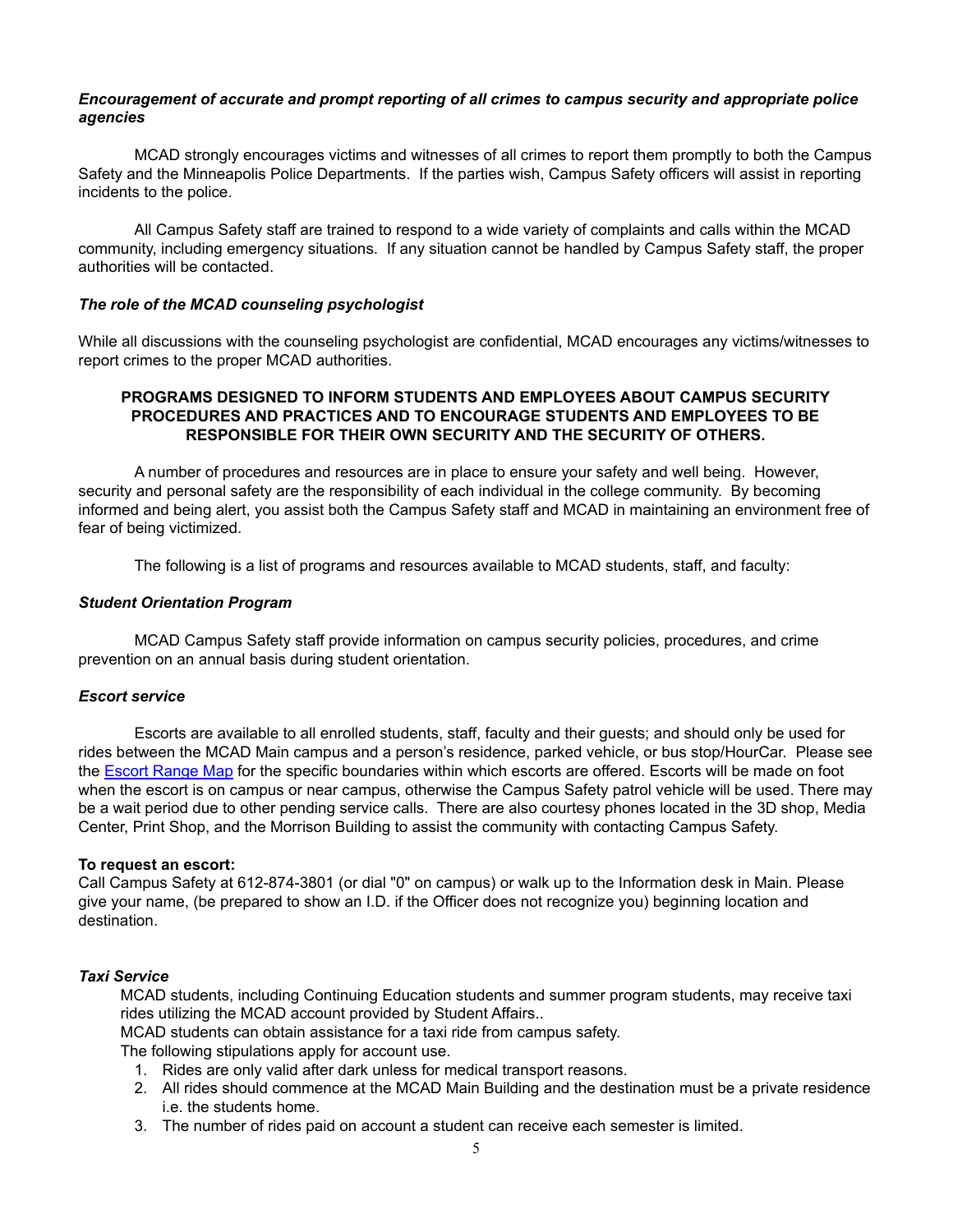***Encouragement of accurate and prompt reporting of all crimes to campus security and appropriate police agencies***

MCAD strongly encourages victims and witnesses of all crimes to report them promptly to both the Campus Safety and the Minneapolis Police Departments. If the parties wish, Campus Safety officers will assist in reporting incidents to the police.

All Campus Safety staff are trained to respond to a wide variety of complaints and calls within the MCAD community, including emergency situations. If any situation cannot be handled by Campus Safety staff, the proper authorities will be contacted.

***The role of the MCAD counseling psychologist***

While all discussions with the counseling psychologist are confidential, MCAD encourages any victims/witnesses to report crimes to the proper MCAD authorities.

## PROGRAMS DESIGNED TO INFORM STUDENTS AND EMPLOYEES ABOUT CAMPUS SECURITY PROCEDURES AND PRACTICES AND TO ENCOURAGE STUDENTS AND EMPLOYEES TO BE RESPONSIBLE FOR THEIR OWN SECURITY AND THE SECURITY OF OTHERS.

A number of procedures and resources are in place to ensure your safety and well being. However, security and personal safety are the responsibility of each individual in the college community. By becoming informed and being alert, you assist both the Campus Safety staff and MCAD in maintaining an environment free of fear of being victimized.

The following is a list of programs and resources available to MCAD students, staff, and faculty:

***Student Orientation Program***

MCAD Campus Safety staff provide information on campus security policies, procedures, and crime prevention on an annual basis during student orientation.

***Escort service***

Escorts are available to all enrolled students, staff, faculty and their guests; and should only be used for rides between the MCAD Main campus and a person's residence, parked vehicle, or bus stop/HourCar. Please see the Escort Range Map for the specific boundaries within which escorts are offered. Escorts will be made on foot when the escort is on campus or near campus, otherwise the Campus Safety patrol vehicle will be used. There may be a wait period due to other pending service calls. There are also courtesy phones located in the 3D shop, Media Center, Print Shop, and the Morrison Building to assist the community with contacting Campus Safety.

**To request an escort:**
Call Campus Safety at 612-874-3801 (or dial "0" on campus) or walk up to the Information desk in Main. Please give your name, (be prepared to show an I.D. if the Officer does not recognize you) beginning location and destination.

***Taxi Service***

MCAD students, including Continuing Education students and summer program students, may receive taxi rides utilizing the MCAD account provided by Student Affairs..

MCAD students can obtain assistance for a taxi ride from campus safety.

The following stipulations apply for account use.

1. Rides are only valid after dark unless for medical transport reasons.
2. All rides should commence at the MCAD Main Building and the destination must be a private residence i.e. the students home.
3. The number of rides paid on account a student can receive each semester is limited.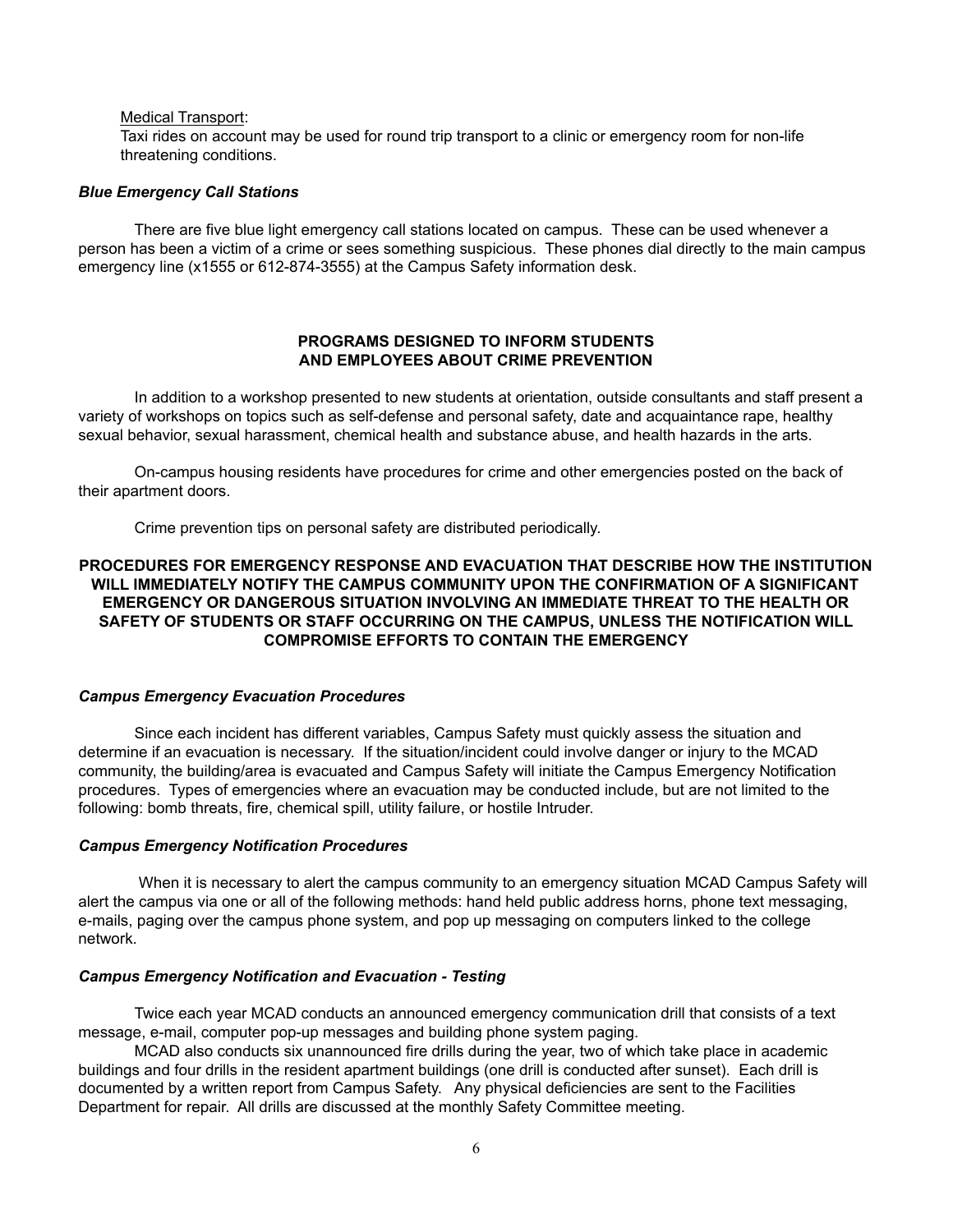Medical Transport:

Taxi rides on account may be used for round trip transport to a clinic or emergency room for non-life threatening conditions.

***Blue Emergency Call Stations***

There are five blue light emergency call stations located on campus. These can be used whenever a person has been a victim of a crime or sees something suspicious. These phones dial directly to the main campus emergency line (x1555 or 612-874-3555) at the Campus Safety information desk.

## PROGRAMS DESIGNED TO INFORM STUDENTS AND EMPLOYEES ABOUT CRIME PREVENTION

In addition to a workshop presented to new students at orientation, outside consultants and staff present a variety of workshops on topics such as self-defense and personal safety, date and acquaintance rape, healthy sexual behavior, sexual harassment, chemical health and substance abuse, and health hazards in the arts.

On-campus housing residents have procedures for crime and other emergencies posted on the back of their apartment doors.

Crime prevention tips on personal safety are distributed periodically.

## PROCEDURES FOR EMERGENCY RESPONSE AND EVACUATION THAT DESCRIBE HOW THE INSTITUTION WILL IMMEDIATELY NOTIFY THE CAMPUS COMMUNITY UPON THE CONFIRMATION OF A SIGNIFICANT EMERGENCY OR DANGEROUS SITUATION INVOLVING AN IMMEDIATE THREAT TO THE HEALTH OR SAFETY OF STUDENTS OR STAFF OCCURRING ON THE CAMPUS, UNLESS THE NOTIFICATION WILL COMPROMISE EFFORTS TO CONTAIN THE EMERGENCY

***Campus Emergency Evacuation Procedures***

Since each incident has different variables, Campus Safety must quickly assess the situation and determine if an evacuation is necessary. If the situation/incident could involve danger or injury to the MCAD community, the building/area is evacuated and Campus Safety will initiate the Campus Emergency Notification procedures. Types of emergencies where an evacuation may be conducted include, but are not limited to the following: bomb threats, fire, chemical spill, utility failure, or hostile Intruder.

***Campus Emergency Notification Procedures***

When it is necessary to alert the campus community to an emergency situation MCAD Campus Safety will alert the campus via one or all of the following methods: hand held public address horns, phone text messaging, e-mails, paging over the campus phone system, and pop up messaging on computers linked to the college network.

***Campus Emergency Notification and Evacuation - Testing***

Twice each year MCAD conducts an announced emergency communication drill that consists of a text message, e-mail, computer pop-up messages and building phone system paging.

MCAD also conducts six unannounced fire drills during the year, two of which take place in academic buildings and four drills in the resident apartment buildings (one drill is conducted after sunset). Each drill is documented by a written report from Campus Safety. Any physical deficiencies are sent to the Facilities Department for repair. All drills are discussed at the monthly Safety Committee meeting.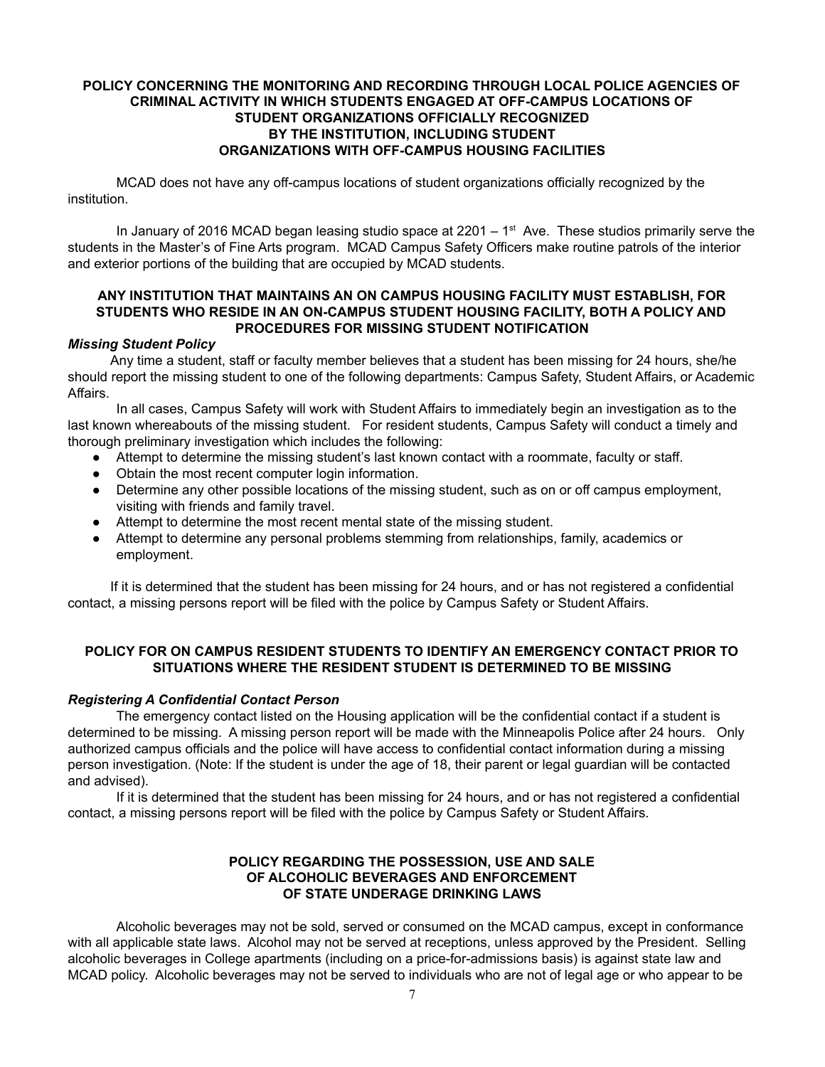**POLICY CONCERNING THE MONITORING AND RECORDING THROUGH LOCAL POLICE AGENCIES OF CRIMINAL ACTIVITY IN WHICH STUDENTS ENGAGED AT OFF-CAMPUS LOCATIONS OF STUDENT ORGANIZATIONS OFFICIALLY RECOGNIZED BY THE INSTITUTION, INCLUDING STUDENT ORGANIZATIONS WITH OFF-CAMPUS HOUSING FACILITIES**

MCAD does not have any off-campus locations of student organizations officially recognized by the institution.

In January of 2016 MCAD began leasing studio space at 2201 – 1st Ave. These studios primarily serve the students in the Master's of Fine Arts program. MCAD Campus Safety Officers make routine patrols of the interior and exterior portions of the building that are occupied by MCAD students.

**ANY INSTITUTION THAT MAINTAINS AN ON CAMPUS HOUSING FACILITY MUST ESTABLISH, FOR STUDENTS WHO RESIDE IN AN ON-CAMPUS STUDENT HOUSING FACILITY, BOTH A POLICY AND PROCEDURES FOR MISSING STUDENT NOTIFICATION**

***Missing Student Policy***

Any time a student, staff or faculty member believes that a student has been missing for 24 hours, she/he should report the missing student to one of the following departments: Campus Safety, Student Affairs, or Academic Affairs.

In all cases, Campus Safety will work with Student Affairs to immediately begin an investigation as to the last known whereabouts of the missing student. For resident students, Campus Safety will conduct a timely and thorough preliminary investigation which includes the following:

- Attempt to determine the missing student's last known contact with a roommate, faculty or staff.
- Obtain the most recent computer login information.
- Determine any other possible locations of the missing student, such as on or off campus employment, visiting with friends and family travel.
- Attempt to determine the most recent mental state of the missing student.
- Attempt to determine any personal problems stemming from relationships, family, academics or employment.

If it is determined that the student has been missing for 24 hours, and or has not registered a confidential contact, a missing persons report will be filed with the police by Campus Safety or Student Affairs.

**POLICY FOR ON CAMPUS RESIDENT STUDENTS TO IDENTIFY AN EMERGENCY CONTACT PRIOR TO SITUATIONS WHERE THE RESIDENT STUDENT IS DETERMINED TO BE MISSING**

***Registering A Confidential Contact Person***

The emergency contact listed on the Housing application will be the confidential contact if a student is determined to be missing. A missing person report will be made with the Minneapolis Police after 24 hours. Only authorized campus officials and the police will have access to confidential contact information during a missing person investigation. (Note: If the student is under the age of 18, their parent or legal guardian will be contacted and advised).

If it is determined that the student has been missing for 24 hours, and or has not registered a confidential contact, a missing persons report will be filed with the police by Campus Safety or Student Affairs.

**POLICY REGARDING THE POSSESSION, USE AND SALE OF ALCOHOLIC BEVERAGES AND ENFORCEMENT OF STATE UNDERAGE DRINKING LAWS**

Alcoholic beverages may not be sold, served or consumed on the MCAD campus, except in conformance with all applicable state laws. Alcohol may not be served at receptions, unless approved by the President. Selling alcoholic beverages in College apartments (including on a price-for-admissions basis) is against state law and MCAD policy. Alcoholic beverages may not be served to individuals who are not of legal age or who appear to be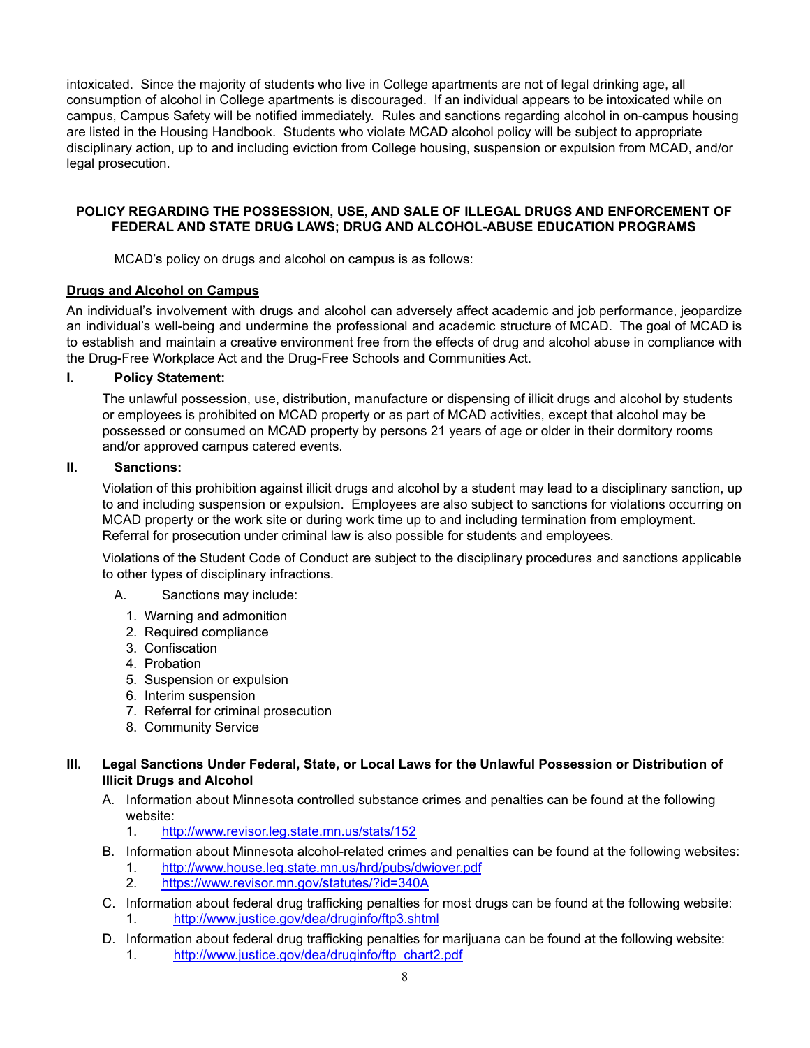intoxicated. Since the majority of students who live in College apartments are not of legal drinking age, all consumption of alcohol in College apartments is discouraged. If an individual appears to be intoxicated while on campus, Campus Safety will be notified immediately. Rules and sanctions regarding alcohol in on-campus housing are listed in the Housing Handbook. Students who violate MCAD alcohol policy will be subject to appropriate disciplinary action, up to and including eviction from College housing, suspension or expulsion from MCAD, and/or legal prosecution.

## POLICY REGARDING THE POSSESSION, USE, AND SALE OF ILLEGAL DRUGS AND ENFORCEMENT OF FEDERAL AND STATE DRUG LAWS; DRUG AND ALCOHOL-ABUSE EDUCATION PROGRAMS

MCAD's policy on drugs and alcohol on campus is as follows:

### Drugs and Alcohol on Campus

An individual's involvement with drugs and alcohol can adversely affect academic and job performance, jeopardize an individual's well-being and undermine the professional and academic structure of MCAD. The goal of MCAD is to establish and maintain a creative environment free from the effects of drug and alcohol abuse in compliance with the Drug-Free Workplace Act and the Drug-Free Schools and Communities Act.

**I. Policy Statement:**

The unlawful possession, use, distribution, manufacture or dispensing of illicit drugs and alcohol by students or employees is prohibited on MCAD property or as part of MCAD activities, except that alcohol may be possessed or consumed on MCAD property by persons 21 years of age or older in their dormitory rooms and/or approved campus catered events.

**II. Sanctions:**

Violation of this prohibition against illicit drugs and alcohol by a student may lead to a disciplinary sanction, up to and including suspension or expulsion. Employees are also subject to sanctions for violations occurring on MCAD property or the work site or during work time up to and including termination from employment. Referral for prosecution under criminal law is also possible for students and employees.

Violations of the Student Code of Conduct are subject to the disciplinary procedures and sanctions applicable to other types of disciplinary infractions.

A. Sanctions may include:

1. Warning and admonition
2. Required compliance
3. Confiscation
4. Probation
5. Suspension or expulsion
6. Interim suspension
7. Referral for criminal prosecution
8. Community Service

**III. Legal Sanctions Under Federal, State, or Local Laws for the Unlawful Possession or Distribution of Illicit Drugs and Alcohol**

A. Information about Minnesota controlled substance crimes and penalties can be found at the following website:
   1. http://www.revisor.leg.state.mn.us/stats/152

B. Information about Minnesota alcohol-related crimes and penalties can be found at the following websites:
   1. http://www.house.leg.state.mn.us/hrd/pubs/dwiover.pdf
   2. https://www.revisor.mn.gov/statutes/?id=340A

C. Information about federal drug trafficking penalties for most drugs can be found at the following website:
   1. http://www.justice.gov/dea/druginfo/ftp3.shtml

D. Information about federal drug trafficking penalties for marijuana can be found at the following website:
   1. http://www.justice.gov/dea/druginfo/ftp_chart2.pdf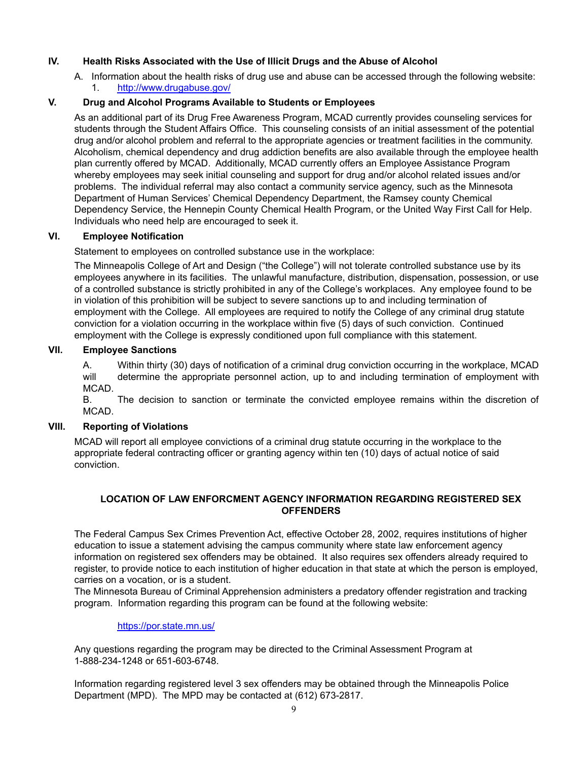## IV. Health Risks Associated with the Use of Illicit Drugs and the Abuse of Alcohol

A. Information about the health risks of drug use and abuse can be accessed through the following website:
   1. http://www.drugabuse.gov/

## V. Drug and Alcohol Programs Available to Students or Employees

As an additional part of its Drug Free Awareness Program, MCAD currently provides counseling services for students through the Student Affairs Office. This counseling consists of an initial assessment of the potential drug and/or alcohol problem and referral to the appropriate agencies or treatment facilities in the community. Alcoholism, chemical dependency and drug addiction benefits are also available through the employee health plan currently offered by MCAD. Additionally, MCAD currently offers an Employee Assistance Program whereby employees may seek initial counseling and support for drug and/or alcohol related issues and/or problems. The individual referral may also contact a community service agency, such as the Minnesota Department of Human Services' Chemical Dependency Department, the Ramsey county Chemical Dependency Service, the Hennepin County Chemical Health Program, or the United Way First Call for Help. Individuals who need help are encouraged to seek it.

## VI. Employee Notification

Statement to employees on controlled substance use in the workplace:

The Minneapolis College of Art and Design ("the College") will not tolerate controlled substance use by its employees anywhere in its facilities. The unlawful manufacture, distribution, dispensation, possession, or use of a controlled substance is strictly prohibited in any of the College's workplaces. Any employee found to be in violation of this prohibition will be subject to severe sanctions up to and including termination of employment with the College. All employees are required to notify the College of any criminal drug statute conviction for a violation occurring in the workplace within five (5) days of such conviction. Continued employment with the College is expressly conditioned upon full compliance with this statement.

## VII. Employee Sanctions

A. Within thirty (30) days of notification of a criminal drug conviction occurring in the workplace, MCAD will determine the appropriate personnel action, up to and including termination of employment with MCAD.

B. The decision to sanction or terminate the convicted employee remains within the discretion of MCAD.

## VIII. Reporting of Violations

MCAD will report all employee convictions of a criminal drug statute occurring in the workplace to the appropriate federal contracting officer or granting agency within ten (10) days of actual notice of said conviction.

## LOCATION OF LAW ENFORCMENT AGENCY INFORMATION REGARDING REGISTERED SEX OFFENDERS

The Federal Campus Sex Crimes Prevention Act, effective October 28, 2002, requires institutions of higher education to issue a statement advising the campus community where state law enforcement agency information on registered sex offenders may be obtained. It also requires sex offenders already required to register, to provide notice to each institution of higher education in that state at which the person is employed, carries on a vocation, or is a student.

The Minnesota Bureau of Criminal Apprehension administers a predatory offender registration and tracking program. Information regarding this program can be found at the following website:

https://por.state.mn.us/

Any questions regarding the program may be directed to the Criminal Assessment Program at 1-888-234-1248 or 651-603-6748.

Information regarding registered level 3 sex offenders may be obtained through the Minneapolis Police Department (MPD). The MPD may be contacted at (612) 673-2817.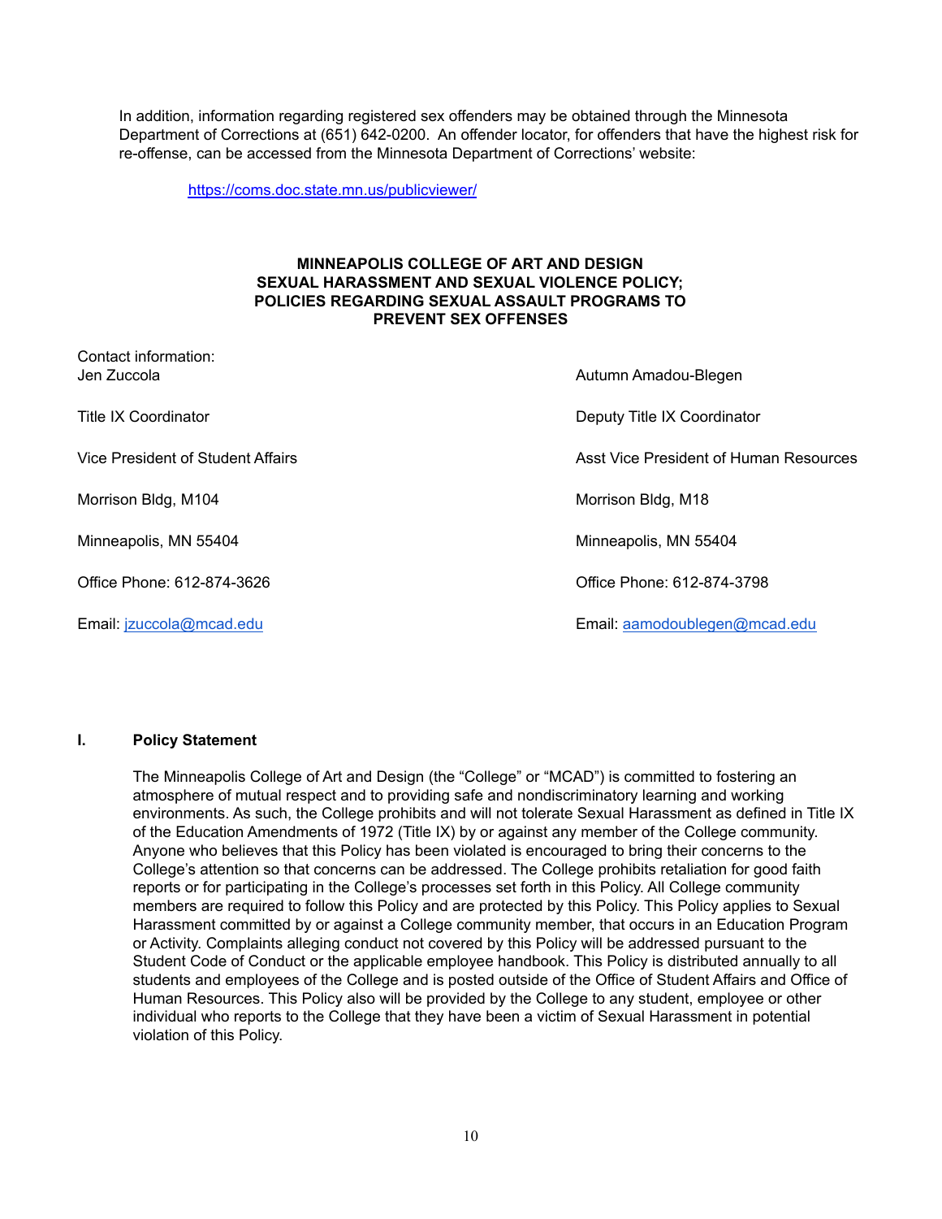In addition, information regarding registered sex offenders may be obtained through the Minnesota Department of Corrections at (651) 642-0200. An offender locator, for offenders that have the highest risk for re-offense, can be accessed from the Minnesota Department of Corrections' website:

https://coms.doc.state.mn.us/publicviewer/

**MINNEAPOLIS COLLEGE OF ART AND DESIGN**
**SEXUAL HARASSMENT AND SEXUAL VIOLENCE POLICY;**
**POLICIES REGARDING SEXUAL ASSAULT PROGRAMS TO**
**PREVENT SEX OFFENSES**

Contact information:

| | |
|---|---|
| Jen Zuccola | Autumn Amadou-Blegen |
| Title IX Coordinator | Deputy Title IX Coordinator |
| Vice President of Student Affairs | Asst Vice President of Human Resources |
| Morrison Bldg, M104 | Morrison Bldg, M18 |
| Minneapolis, MN 55404 | Minneapolis, MN 55404 |
| Office Phone: 612-874-3626 | Office Phone: 612-874-3798 |
| Email: jzuccola@mcad.edu | Email: aamodoublegen@mcad.edu |

## I. Policy Statement

The Minneapolis College of Art and Design (the "College" or "MCAD") is committed to fostering an atmosphere of mutual respect and to providing safe and nondiscriminatory learning and working environments. As such, the College prohibits and will not tolerate Sexual Harassment as defined in Title IX of the Education Amendments of 1972 (Title IX) by or against any member of the College community. Anyone who believes that this Policy has been violated is encouraged to bring their concerns to the College's attention so that concerns can be addressed. The College prohibits retaliation for good faith reports or for participating in the College's processes set forth in this Policy. All College community members are required to follow this Policy and are protected by this Policy. This Policy applies to Sexual Harassment committed by or against a College community member, that occurs in an Education Program or Activity. Complaints alleging conduct not covered by this Policy will be addressed pursuant to the Student Code of Conduct or the applicable employee handbook. This Policy is distributed annually to all students and employees of the College and is posted outside of the Office of Student Affairs and Office of Human Resources. This Policy also will be provided by the College to any student, employee or other individual who reports to the College that they have been a victim of Sexual Harassment in potential violation of this Policy.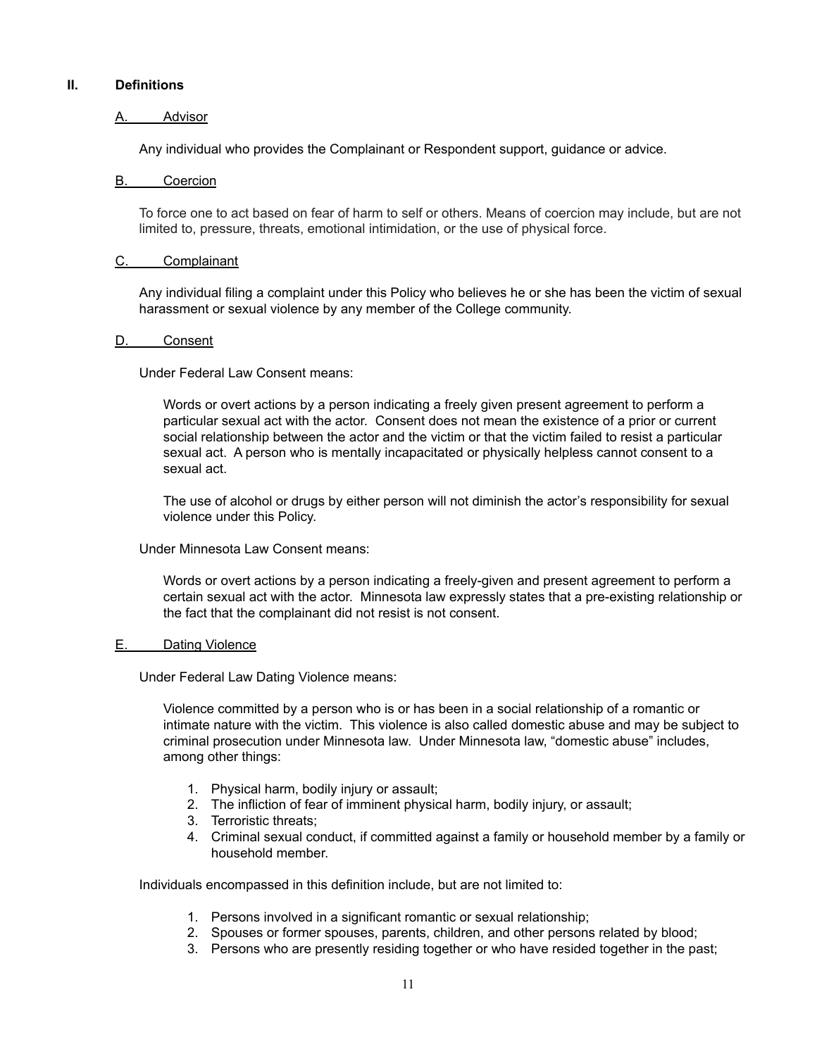## II. Definitions

### A. Advisor

Any individual who provides the Complainant or Respondent support, guidance or advice.

### B. Coercion

To force one to act based on fear of harm to self or others. Means of coercion may include, but are not limited to, pressure, threats, emotional intimidation, or the use of physical force.

### C. Complainant

Any individual filing a complaint under this Policy who believes he or she has been the victim of sexual harassment or sexual violence by any member of the College community.

### D. Consent

Under Federal Law Consent means:

> Words or overt actions by a person indicating a freely given present agreement to perform a particular sexual act with the actor. Consent does not mean the existence of a prior or current social relationship between the actor and the victim or that the victim failed to resist a particular sexual act. A person who is mentally incapacitated or physically helpless cannot consent to a sexual act.
>
> The use of alcohol or drugs by either person will not diminish the actor's responsibility for sexual violence under this Policy.

Under Minnesota Law Consent means:

> Words or overt actions by a person indicating a freely-given and present agreement to perform a certain sexual act with the actor. Minnesota law expressly states that a pre-existing relationship or the fact that the complainant did not resist is not consent.

### E. Dating Violence

Under Federal Law Dating Violence means:

> Violence committed by a person who is or has been in a social relationship of a romantic or intimate nature with the victim. This violence is also called domestic abuse and may be subject to criminal prosecution under Minnesota law. Under Minnesota law, "domestic abuse" includes, among other things:
>
> 1. Physical harm, bodily injury or assault;
> 2. The infliction of fear of imminent physical harm, bodily injury, or assault;
> 3. Terroristic threats;
> 4. Criminal sexual conduct, if committed against a family or household member by a family or household member.

Individuals encompassed in this definition include, but are not limited to:

1. Persons involved in a significant romantic or sexual relationship;
2. Spouses or former spouses, parents, children, and other persons related by blood;
3. Persons who are presently residing together or who have resided together in the past;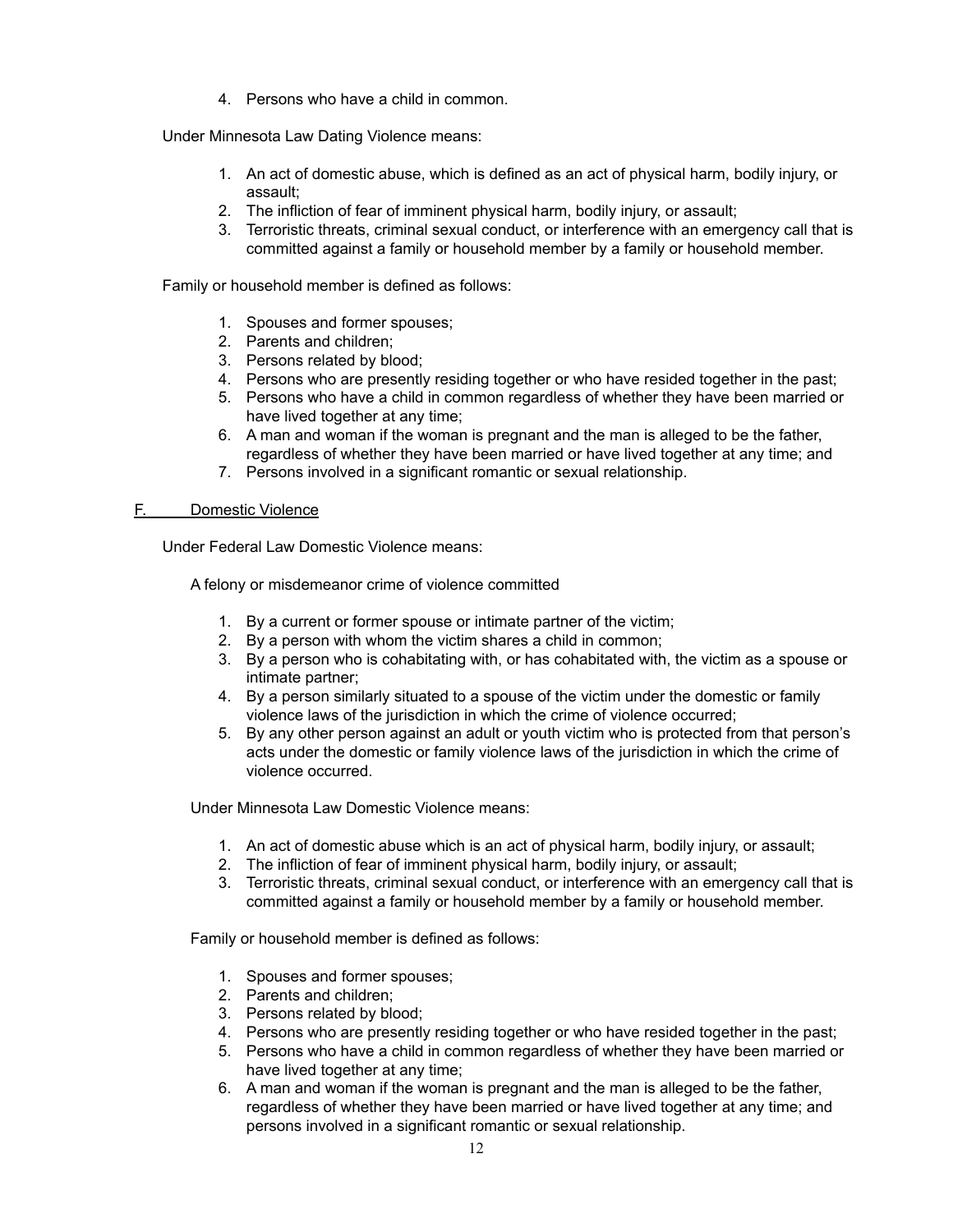4. Persons who have a child in common.

Under Minnesota Law Dating Violence means:

1. An act of domestic abuse, which is defined as an act of physical harm, bodily injury, or assault;
2. The infliction of fear of imminent physical harm, bodily injury, or assault;
3. Terroristic threats, criminal sexual conduct, or interference with an emergency call that is committed against a family or household member by a family or household member.

Family or household member is defined as follows:

1. Spouses and former spouses;
2. Parents and children;
3. Persons related by blood;
4. Persons who are presently residing together or who have resided together in the past;
5. Persons who have a child in common regardless of whether they have been married or have lived together at any time;
6. A man and woman if the woman is pregnant and the man is alleged to be the father, regardless of whether they have been married or have lived together at any time; and
7. Persons involved in a significant romantic or sexual relationship.

## F. Domestic Violence

Under Federal Law Domestic Violence means:

A felony or misdemeanor crime of violence committed

1. By a current or former spouse or intimate partner of the victim;
2. By a person with whom the victim shares a child in common;
3. By a person who is cohabitating with, or has cohabitated with, the victim as a spouse or intimate partner;
4. By a person similarly situated to a spouse of the victim under the domestic or family violence laws of the jurisdiction in which the crime of violence occurred;
5. By any other person against an adult or youth victim who is protected from that person's acts under the domestic or family violence laws of the jurisdiction in which the crime of violence occurred.

Under Minnesota Law Domestic Violence means:

1. An act of domestic abuse which is an act of physical harm, bodily injury, or assault;
2. The infliction of fear of imminent physical harm, bodily injury, or assault;
3. Terroristic threats, criminal sexual conduct, or interference with an emergency call that is committed against a family or household member by a family or household member.

Family or household member is defined as follows:

1. Spouses and former spouses;
2. Parents and children;
3. Persons related by blood;
4. Persons who are presently residing together or who have resided together in the past;
5. Persons who have a child in common regardless of whether they have been married or have lived together at any time;
6. A man and woman if the woman is pregnant and the man is alleged to be the father, regardless of whether they have been married or have lived together at any time; and persons involved in a significant romantic or sexual relationship.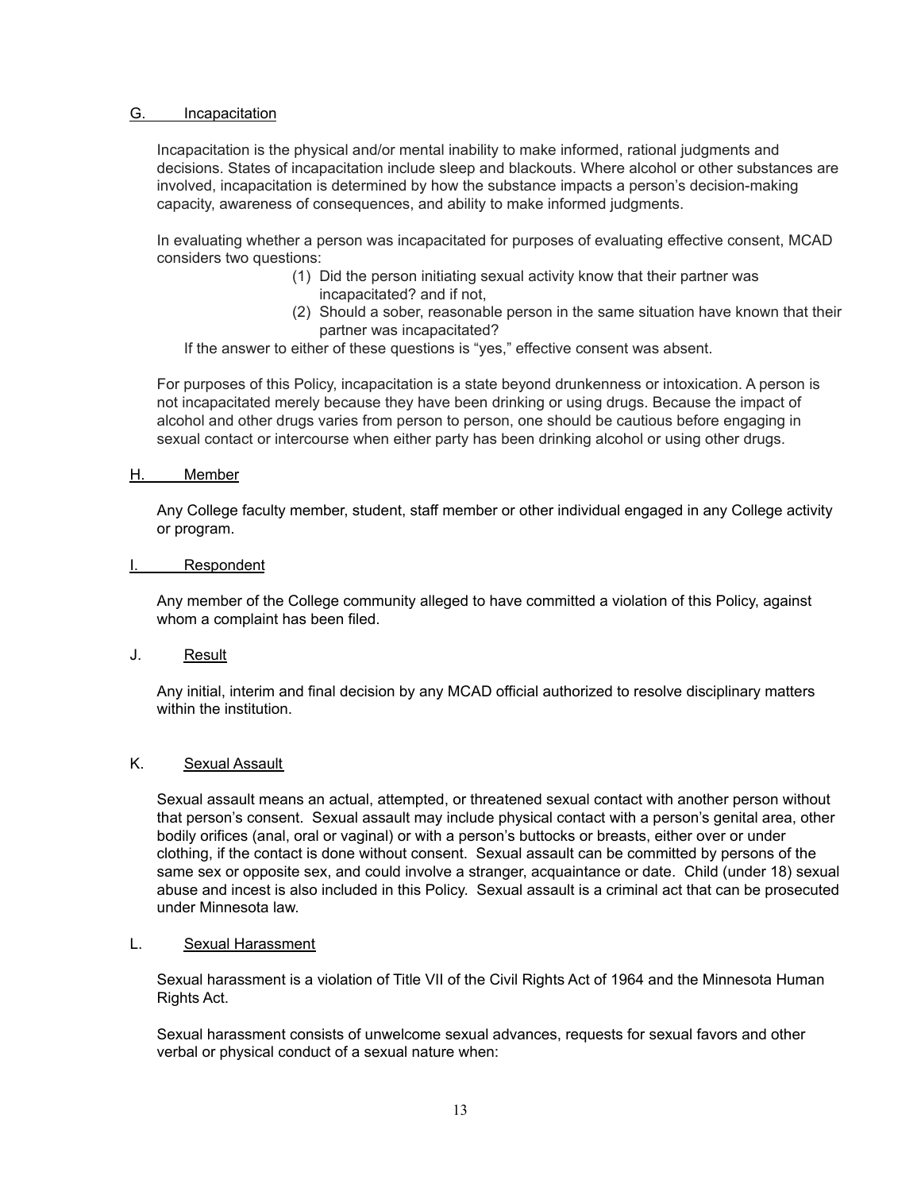### G. Incapacitation

Incapacitation is the physical and/or mental inability to make informed, rational judgments and decisions. States of incapacitation include sleep and blackouts. Where alcohol or other substances are involved, incapacitation is determined by how the substance impacts a person's decision-making capacity, awareness of consequences, and ability to make informed judgments.

In evaluating whether a person was incapacitated for purposes of evaluating effective consent, MCAD considers two questions:

(1) Did the person initiating sexual activity know that their partner was incapacitated? and if not,
(2) Should a sober, reasonable person in the same situation have known that their partner was incapacitated?

If the answer to either of these questions is "yes," effective consent was absent.

For purposes of this Policy, incapacitation is a state beyond drunkenness or intoxication. A person is not incapacitated merely because they have been drinking or using drugs. Because the impact of alcohol and other drugs varies from person to person, one should be cautious before engaging in sexual contact or intercourse when either party has been drinking alcohol or using other drugs.

### H. Member

Any College faculty member, student, staff member or other individual engaged in any College activity or program.

### I. Respondent

Any member of the College community alleged to have committed a violation of this Policy, against whom a complaint has been filed.

### J. Result

Any initial, interim and final decision by any MCAD official authorized to resolve disciplinary matters within the institution.

### K. Sexual Assault

Sexual assault means an actual, attempted, or threatened sexual contact with another person without that person's consent. Sexual assault may include physical contact with a person's genital area, other bodily orifices (anal, oral or vaginal) or with a person's buttocks or breasts, either over or under clothing, if the contact is done without consent. Sexual assault can be committed by persons of the same sex or opposite sex, and could involve a stranger, acquaintance or date. Child (under 18) sexual abuse and incest is also included in this Policy. Sexual assault is a criminal act that can be prosecuted under Minnesota law.

### L. Sexual Harassment

Sexual harassment is a violation of Title VII of the Civil Rights Act of 1964 and the Minnesota Human Rights Act.

Sexual harassment consists of unwelcome sexual advances, requests for sexual favors and other verbal or physical conduct of a sexual nature when: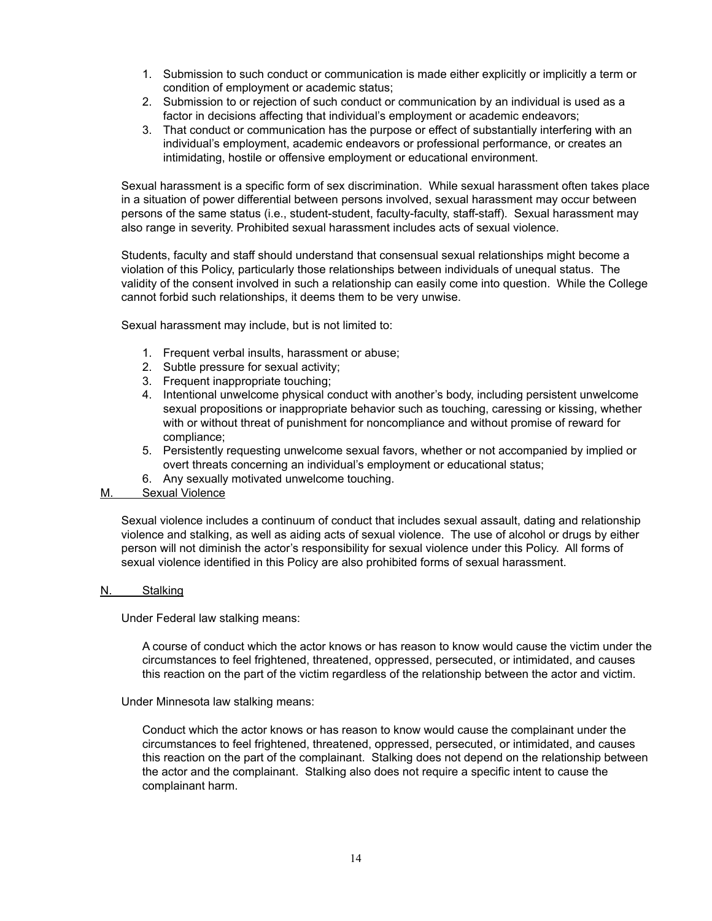1. Submission to such conduct or communication is made either explicitly or implicitly a term or condition of employment or academic status;
2. Submission to or rejection of such conduct or communication by an individual is used as a factor in decisions affecting that individual's employment or academic endeavors;
3. That conduct or communication has the purpose or effect of substantially interfering with an individual's employment, academic endeavors or professional performance, or creates an intimidating, hostile or offensive employment or educational environment.

Sexual harassment is a specific form of sex discrimination. While sexual harassment often takes place in a situation of power differential between persons involved, sexual harassment may occur between persons of the same status (i.e., student-student, faculty-faculty, staff-staff). Sexual harassment may also range in severity. Prohibited sexual harassment includes acts of sexual violence.

Students, faculty and staff should understand that consensual sexual relationships might become a violation of this Policy, particularly those relationships between individuals of unequal status. The validity of the consent involved in such a relationship can easily come into question. While the College cannot forbid such relationships, it deems them to be very unwise.

Sexual harassment may include, but is not limited to:

1. Frequent verbal insults, harassment or abuse;
2. Subtle pressure for sexual activity;
3. Frequent inappropriate touching;
4. Intentional unwelcome physical conduct with another's body, including persistent unwelcome sexual propositions or inappropriate behavior such as touching, caressing or kissing, whether with or without threat of punishment for noncompliance and without promise of reward for compliance;
5. Persistently requesting unwelcome sexual favors, whether or not accompanied by implied or overt threats concerning an individual's employment or educational status;
6. Any sexually motivated unwelcome touching.

## M. Sexual Violence

Sexual violence includes a continuum of conduct that includes sexual assault, dating and relationship violence and stalking, as well as aiding acts of sexual violence. The use of alcohol or drugs by either person will not diminish the actor's responsibility for sexual violence under this Policy. All forms of sexual violence identified in this Policy are also prohibited forms of sexual harassment.

## N. Stalking

Under Federal law stalking means:

> A course of conduct which the actor knows or has reason to know would cause the victim under the circumstances to feel frightened, threatened, oppressed, persecuted, or intimidated, and causes this reaction on the part of the victim regardless of the relationship between the actor and victim.

Under Minnesota law stalking means:

> Conduct which the actor knows or has reason to know would cause the complainant under the circumstances to feel frightened, threatened, oppressed, persecuted, or intimidated, and causes this reaction on the part of the complainant. Stalking does not depend on the relationship between the actor and the complainant. Stalking also does not require a specific intent to cause the complainant harm.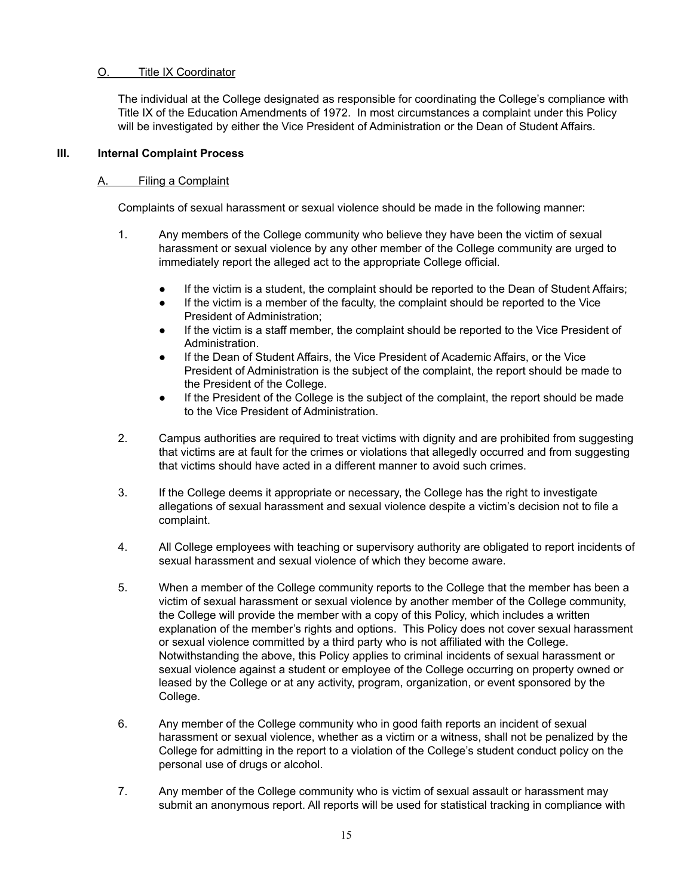O. Title IX Coordinator

The individual at the College designated as responsible for coordinating the College's compliance with Title IX of the Education Amendments of 1972. In most circumstances a complaint under this Policy will be investigated by either the Vice President of Administration or the Dean of Student Affairs.

## III. Internal Complaint Process

A. Filing a Complaint

Complaints of sexual harassment or sexual violence should be made in the following manner:

1. Any members of the College community who believe they have been the victim of sexual harassment or sexual violence by any other member of the College community are urged to immediately report the alleged act to the appropriate College official.
   - If the victim is a student, the complaint should be reported to the Dean of Student Affairs;
   - If the victim is a member of the faculty, the complaint should be reported to the Vice President of Administration;
   - If the victim is a staff member, the complaint should be reported to the Vice President of Administration.
   - If the Dean of Student Affairs, the Vice President of Academic Affairs, or the Vice President of Administration is the subject of the complaint, the report should be made to the President of the College.
   - If the President of the College is the subject of the complaint, the report should be made to the Vice President of Administration.
2. Campus authorities are required to treat victims with dignity and are prohibited from suggesting that victims are at fault for the crimes or violations that allegedly occurred and from suggesting that victims should have acted in a different manner to avoid such crimes.
3. If the College deems it appropriate or necessary, the College has the right to investigate allegations of sexual harassment and sexual violence despite a victim's decision not to file a complaint.
4. All College employees with teaching or supervisory authority are obligated to report incidents of sexual harassment and sexual violence of which they become aware.
5. When a member of the College community reports to the College that the member has been a victim of sexual harassment or sexual violence by another member of the College community, the College will provide the member with a copy of this Policy, which includes a written explanation of the member's rights and options. This Policy does not cover sexual harassment or sexual violence committed by a third party who is not affiliated with the College. Notwithstanding the above, this Policy applies to criminal incidents of sexual harassment or sexual violence against a student or employee of the College occurring on property owned or leased by the College or at any activity, program, organization, or event sponsored by the College.
6. Any member of the College community who in good faith reports an incident of sexual harassment or sexual violence, whether as a victim or a witness, shall not be penalized by the College for admitting in the report to a violation of the College's student conduct policy on the personal use of drugs or alcohol.
7. Any member of the College community who is victim of sexual assault or harassment may submit an anonymous report. All reports will be used for statistical tracking in compliance with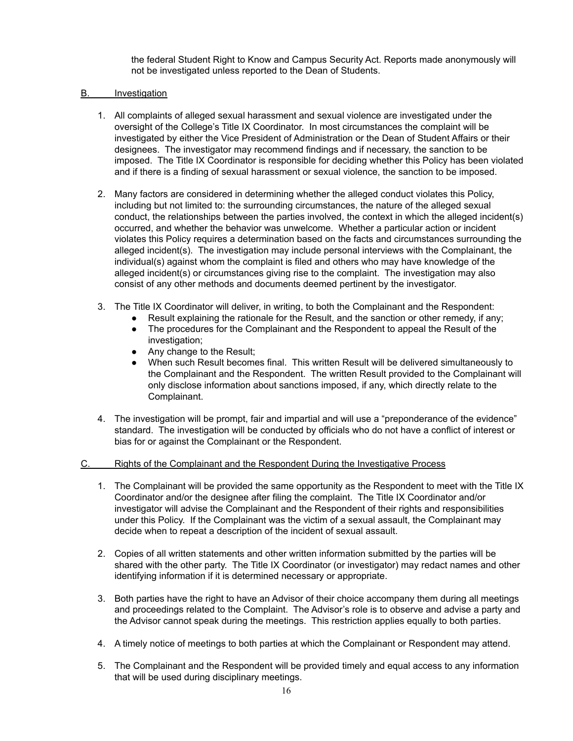the federal Student Right to Know and Campus Security Act. Reports made anonymously will not be investigated unless reported to the Dean of Students.

B. Investigation

1. All complaints of alleged sexual harassment and sexual violence are investigated under the oversight of the College's Title IX Coordinator. In most circumstances the complaint will be investigated by either the Vice President of Administration or the Dean of Student Affairs or their designees. The investigator may recommend findings and if necessary, the sanction to be imposed. The Title IX Coordinator is responsible for deciding whether this Policy has been violated and if there is a finding of sexual harassment or sexual violence, the sanction to be imposed.

2. Many factors are considered in determining whether the alleged conduct violates this Policy, including but not limited to: the surrounding circumstances, the nature of the alleged sexual conduct, the relationships between the parties involved, the context in which the alleged incident(s) occurred, and whether the behavior was unwelcome. Whether a particular action or incident violates this Policy requires a determination based on the facts and circumstances surrounding the alleged incident(s). The investigation may include personal interviews with the Complainant, the individual(s) against whom the complaint is filed and others who may have knowledge of the alleged incident(s) or circumstances giving rise to the complaint. The investigation may also consist of any other methods and documents deemed pertinent by the investigator.

3. The Title IX Coordinator will deliver, in writing, to both the Complainant and the Respondent:
   - Result explaining the rationale for the Result, and the sanction or other remedy, if any;
   - The procedures for the Complainant and the Respondent to appeal the Result of the investigation;
   - Any change to the Result;
   - When such Result becomes final. This written Result will be delivered simultaneously to the Complainant and the Respondent. The written Result provided to the Complainant will only disclose information about sanctions imposed, if any, which directly relate to the Complainant.

4. The investigation will be prompt, fair and impartial and will use a "preponderance of the evidence" standard. The investigation will be conducted by officials who do not have a conflict of interest or bias for or against the Complainant or the Respondent.

C. Rights of the Complainant and the Respondent During the Investigative Process

1. The Complainant will be provided the same opportunity as the Respondent to meet with the Title IX Coordinator and/or the designee after filing the complaint. The Title IX Coordinator and/or investigator will advise the Complainant and the Respondent of their rights and responsibilities under this Policy. If the Complainant was the victim of a sexual assault, the Complainant may decide when to repeat a description of the incident of sexual assault.

2. Copies of all written statements and other written information submitted by the parties will be shared with the other party. The Title IX Coordinator (or investigator) may redact names and other identifying information if it is determined necessary or appropriate.

3. Both parties have the right to have an Advisor of their choice accompany them during all meetings and proceedings related to the Complaint. The Advisor's role is to observe and advise a party and the Advisor cannot speak during the meetings. This restriction applies equally to both parties.

4. A timely notice of meetings to both parties at which the Complainant or Respondent may attend.

5. The Complainant and the Respondent will be provided timely and equal access to any information that will be used during disciplinary meetings.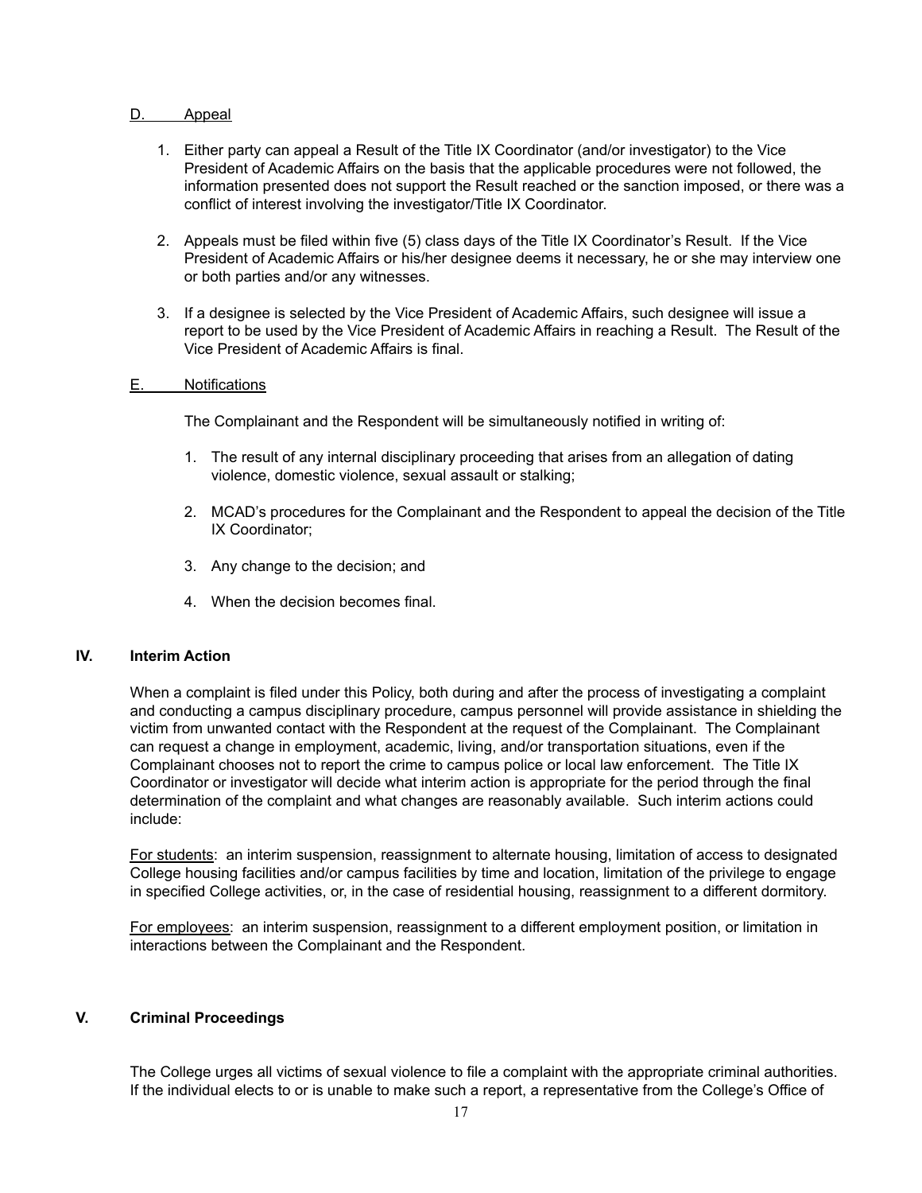D. <u>Appeal</u>

1. Either party can appeal a Result of the Title IX Coordinator (and/or investigator) to the Vice President of Academic Affairs on the basis that the applicable procedures were not followed, the information presented does not support the Result reached or the sanction imposed, or there was a conflict of interest involving the investigator/Title IX Coordinator.

2. Appeals must be filed within five (5) class days of the Title IX Coordinator's Result. If the Vice President of Academic Affairs or his/her designee deems it necessary, he or she may interview one or both parties and/or any witnesses.

3. If a designee is selected by the Vice President of Academic Affairs, such designee will issue a report to be used by the Vice President of Academic Affairs in reaching a Result. The Result of the Vice President of Academic Affairs is final.

E. <u>Notifications</u>

The Complainant and the Respondent will be simultaneously notified in writing of:

1. The result of any internal disciplinary proceeding that arises from an allegation of dating violence, domestic violence, sexual assault or stalking;

2. MCAD's procedures for the Complainant and the Respondent to appeal the decision of the Title IX Coordinator;

3. Any change to the decision; and

4. When the decision becomes final.

## IV. Interim Action

When a complaint is filed under this Policy, both during and after the process of investigating a complaint and conducting a campus disciplinary procedure, campus personnel will provide assistance in shielding the victim from unwanted contact with the Respondent at the request of the Complainant. The Complainant can request a change in employment, academic, living, and/or transportation situations, even if the Complainant chooses not to report the crime to campus police or local law enforcement. The Title IX Coordinator or investigator will decide what interim action is appropriate for the period through the final determination of the complaint and what changes are reasonably available. Such interim actions could include:

<u>For students</u>: an interim suspension, reassignment to alternate housing, limitation of access to designated College housing facilities and/or campus facilities by time and location, limitation of the privilege to engage in specified College activities, or, in the case of residential housing, reassignment to a different dormitory.

<u>For employees</u>: an interim suspension, reassignment to a different employment position, or limitation in interactions between the Complainant and the Respondent.

## V. Criminal Proceedings

The College urges all victims of sexual violence to file a complaint with the appropriate criminal authorities. If the individual elects to or is unable to make such a report, a representative from the College's Office of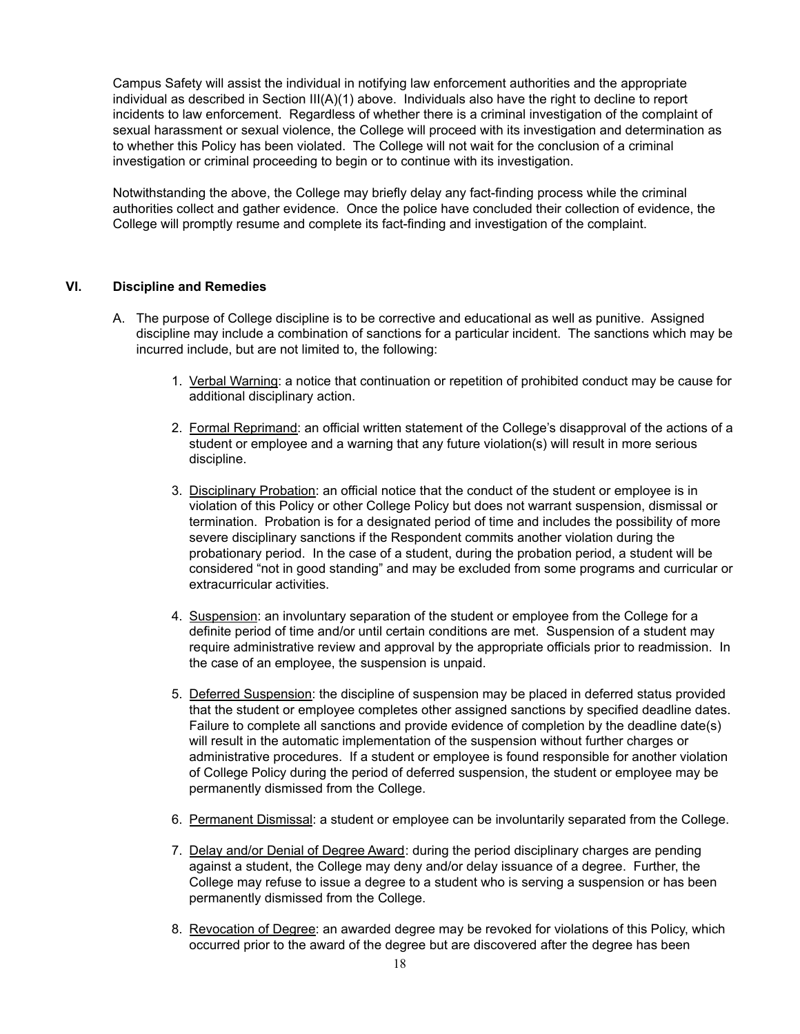Campus Safety will assist the individual in notifying law enforcement authorities and the appropriate individual as described in Section III(A)(1) above. Individuals also have the right to decline to report incidents to law enforcement. Regardless of whether there is a criminal investigation of the complaint of sexual harassment or sexual violence, the College will proceed with its investigation and determination as to whether this Policy has been violated. The College will not wait for the conclusion of a criminal investigation or criminal proceeding to begin or to continue with its investigation.

Notwithstanding the above, the College may briefly delay any fact-finding process while the criminal authorities collect and gather evidence. Once the police have concluded their collection of evidence, the College will promptly resume and complete its fact-finding and investigation of the complaint.

## VI. Discipline and Remedies

A. The purpose of College discipline is to be corrective and educational as well as punitive. Assigned discipline may include a combination of sanctions for a particular incident. The sanctions which may be incurred include, but are not limited to, the following:

1. Verbal Warning: a notice that continuation or repetition of prohibited conduct may be cause for additional disciplinary action.

2. Formal Reprimand: an official written statement of the College's disapproval of the actions of a student or employee and a warning that any future violation(s) will result in more serious discipline.

3. Disciplinary Probation: an official notice that the conduct of the student or employee is in violation of this Policy or other College Policy but does not warrant suspension, dismissal or termination. Probation is for a designated period of time and includes the possibility of more severe disciplinary sanctions if the Respondent commits another violation during the probationary period. In the case of a student, during the probation period, a student will be considered "not in good standing" and may be excluded from some programs and curricular or extracurricular activities.

4. Suspension: an involuntary separation of the student or employee from the College for a definite period of time and/or until certain conditions are met. Suspension of a student may require administrative review and approval by the appropriate officials prior to readmission. In the case of an employee, the suspension is unpaid.

5. Deferred Suspension: the discipline of suspension may be placed in deferred status provided that the student or employee completes other assigned sanctions by specified deadline dates. Failure to complete all sanctions and provide evidence of completion by the deadline date(s) will result in the automatic implementation of the suspension without further charges or administrative procedures. If a student or employee is found responsible for another violation of College Policy during the period of deferred suspension, the student or employee may be permanently dismissed from the College.

6. Permanent Dismissal: a student or employee can be involuntarily separated from the College.

7. Delay and/or Denial of Degree Award: during the period disciplinary charges are pending against a student, the College may deny and/or delay issuance of a degree. Further, the College may refuse to issue a degree to a student who is serving a suspension or has been permanently dismissed from the College.

8. Revocation of Degree: an awarded degree may be revoked for violations of this Policy, which occurred prior to the award of the degree but are discovered after the degree has been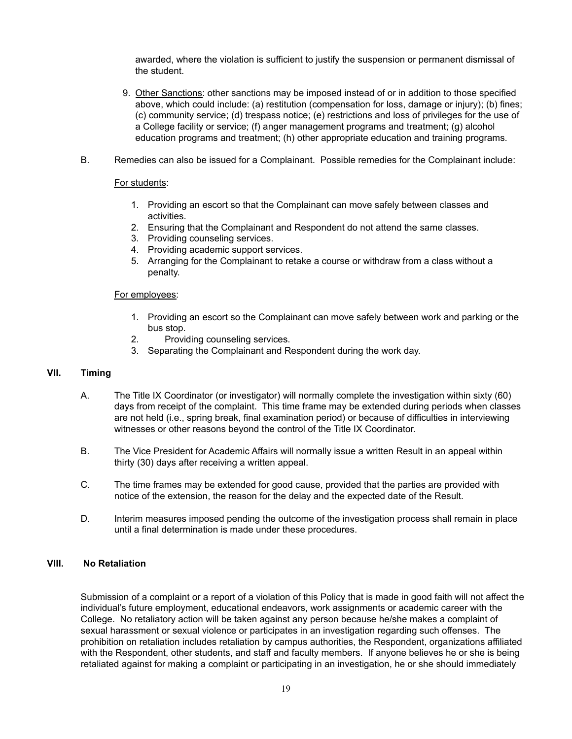awarded, where the violation is sufficient to justify the suspension or permanent dismissal of the student.

9. Other Sanctions: other sanctions may be imposed instead of or in addition to those specified above, which could include: (a) restitution (compensation for loss, damage or injury); (b) fines; (c) community service; (d) trespass notice; (e) restrictions and loss of privileges for the use of a College facility or service; (f) anger management programs and treatment; (g) alcohol education programs and treatment; (h) other appropriate education and training programs.

B. Remedies can also be issued for a Complainant. Possible remedies for the Complainant include:

For students:

1. Providing an escort so that the Complainant can move safely between classes and activities.
2. Ensuring that the Complainant and Respondent do not attend the same classes.
3. Providing counseling services.
4. Providing academic support services.
5. Arranging for the Complainant to retake a course or withdraw from a class without a penalty.

For employees:

1. Providing an escort so the Complainant can move safely between work and parking or the bus stop.
2. Providing counseling services.
3. Separating the Complainant and Respondent during the work day.

## VII. Timing

A. The Title IX Coordinator (or investigator) will normally complete the investigation within sixty (60) days from receipt of the complaint. This time frame may be extended during periods when classes are not held (i.e., spring break, final examination period) or because of difficulties in interviewing witnesses or other reasons beyond the control of the Title IX Coordinator.

B. The Vice President for Academic Affairs will normally issue a written Result in an appeal within thirty (30) days after receiving a written appeal.

C. The time frames may be extended for good cause, provided that the parties are provided with notice of the extension, the reason for the delay and the expected date of the Result.

D. Interim measures imposed pending the outcome of the investigation process shall remain in place until a final determination is made under these procedures.

## VIII. No Retaliation

Submission of a complaint or a report of a violation of this Policy that is made in good faith will not affect the individual's future employment, educational endeavors, work assignments or academic career with the College. No retaliatory action will be taken against any person because he/she makes a complaint of sexual harassment or sexual violence or participates in an investigation regarding such offenses. The prohibition on retaliation includes retaliation by campus authorities, the Respondent, organizations affiliated with the Respondent, other students, and staff and faculty members. If anyone believes he or she is being retaliated against for making a complaint or participating in an investigation, he or she should immediately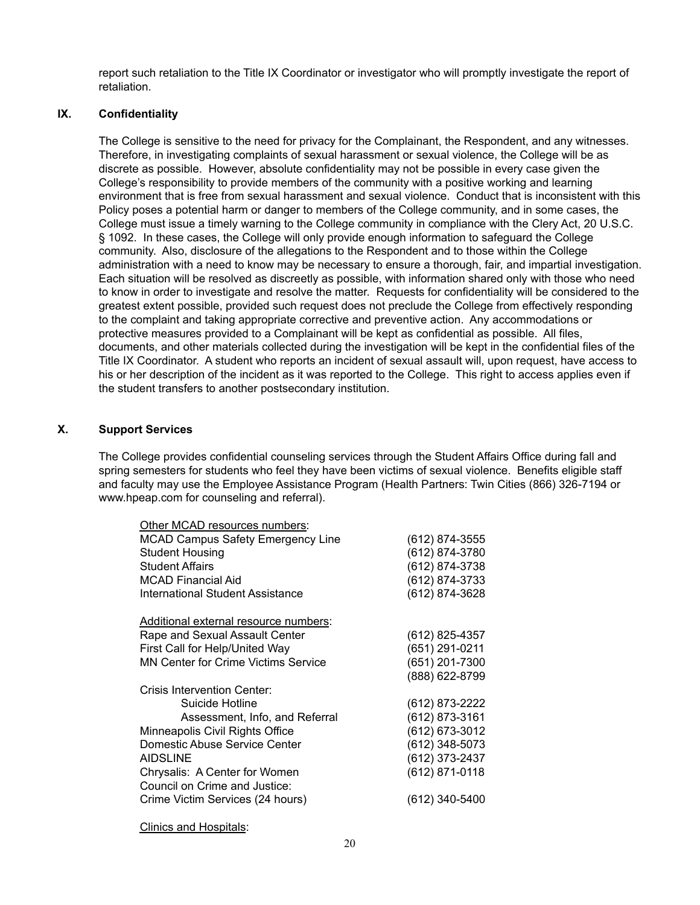report such retaliation to the Title IX Coordinator or investigator who will promptly investigate the report of retaliation.

## IX. Confidentiality

The College is sensitive to the need for privacy for the Complainant, the Respondent, and any witnesses. Therefore, in investigating complaints of sexual harassment or sexual violence, the College will be as discrete as possible. However, absolute confidentiality may not be possible in every case given the College's responsibility to provide members of the community with a positive working and learning environment that is free from sexual harassment and sexual violence. Conduct that is inconsistent with this Policy poses a potential harm or danger to members of the College community, and in some cases, the College must issue a timely warning to the College community in compliance with the Clery Act, 20 U.S.C. § 1092. In these cases, the College will only provide enough information to safeguard the College community. Also, disclosure of the allegations to the Respondent and to those within the College administration with a need to know may be necessary to ensure a thorough, fair, and impartial investigation. Each situation will be resolved as discreetly as possible, with information shared only with those who need to know in order to investigate and resolve the matter. Requests for confidentiality will be considered to the greatest extent possible, provided such request does not preclude the College from effectively responding to the complaint and taking appropriate corrective and preventive action. Any accommodations or protective measures provided to a Complainant will be kept as confidential as possible. All files, documents, and other materials collected during the investigation will be kept in the confidential files of the Title IX Coordinator. A student who reports an incident of sexual assault will, upon request, have access to his or her description of the incident as it was reported to the College. This right to access applies even if the student transfers to another postsecondary institution.

## X. Support Services

The College provides confidential counseling services through the Student Affairs Office during fall and spring semesters for students who feel they have been victims of sexual violence. Benefits eligible staff and faculty may use the Employee Assistance Program (Health Partners: Twin Cities (866) 326-7194 or www.hpeap.com for counseling and referral).

Other MCAD resources numbers:

| | |
|---|---|
| MCAD Campus Safety Emergency Line | (612) 874-3555 |
| Student Housing | (612) 874-3780 |
| Student Affairs | (612) 874-3738 |
| MCAD Financial Aid | (612) 874-3733 |
| International Student Assistance | (612) 874-3628 |

Additional external resource numbers:

| | |
|---|---|
| Rape and Sexual Assault Center | (612) 825-4357 |
| First Call for Help/United Way | (651) 291-0211 |
| MN Center for Crime Victims Service | (651) 201-7300 |
| | (888) 622-8799 |
| Crisis Intervention Center: | |
| Suicide Hotline | (612) 873-2222 |
| Assessment, Info, and Referral | (612) 873-3161 |
| Minneapolis Civil Rights Office | (612) 673-3012 |
| Domestic Abuse Service Center | (612) 348-5073 |
| AIDSLINE | (612) 373-2437 |
| Chrysalis: A Center for Women | (612) 871-0118 |
| Council on Crime and Justice: | |
| Crime Victim Services (24 hours) | (612) 340-5400 |

Clinics and Hospitals: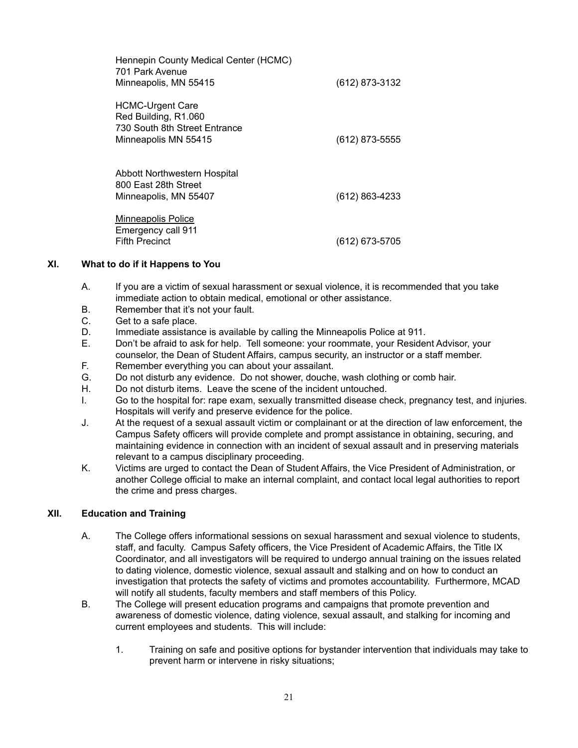Hennepin County Medical Center (HCMC)
701 Park Avenue
Minneapolis, MN 55415 (612) 873-3132

HCMC-Urgent Care
Red Building, R1.060
730 South 8th Street Entrance
Minneapolis MN 55415 (612) 873-5555

Abbott Northwestern Hospital
800 East 28th Street
Minneapolis, MN 55407 (612) 863-4233

<u>Minneapolis Police</u>
Emergency call 911
Fifth Precinct (612) 673-5705

## XI. What to do if it Happens to You

A. If you are a victim of sexual harassment or sexual violence, it is recommended that you take immediate action to obtain medical, emotional or other assistance.

B. Remember that it's not your fault.

C. Get to a safe place.

D. Immediate assistance is available by calling the Minneapolis Police at 911.

E. Don't be afraid to ask for help. Tell someone: your roommate, your Resident Advisor, your counselor, the Dean of Student Affairs, campus security, an instructor or a staff member.

F. Remember everything you can about your assailant.

G. Do not disturb any evidence. Do not shower, douche, wash clothing or comb hair.

H. Do not disturb items. Leave the scene of the incident untouched.

I. Go to the hospital for: rape exam, sexually transmitted disease check, pregnancy test, and injuries. Hospitals will verify and preserve evidence for the police.

J. At the request of a sexual assault victim or complainant or at the direction of law enforcement, the Campus Safety officers will provide complete and prompt assistance in obtaining, securing, and maintaining evidence in connection with an incident of sexual assault and in preserving materials relevant to a campus disciplinary proceeding.

K. Victims are urged to contact the Dean of Student Affairs, the Vice President of Administration, or another College official to make an internal complaint, and contact local legal authorities to report the crime and press charges.

## XII. Education and Training

A. The College offers informational sessions on sexual harassment and sexual violence to students, staff, and faculty. Campus Safety officers, the Vice President of Academic Affairs, the Title IX Coordinator, and all investigators will be required to undergo annual training on the issues related to dating violence, domestic violence, sexual assault and stalking and on how to conduct an investigation that protects the safety of victims and promotes accountability. Furthermore, MCAD will notify all students, faculty members and staff members of this Policy.

B. The College will present education programs and campaigns that promote prevention and awareness of domestic violence, dating violence, sexual assault, and stalking for incoming and current employees and students. This will include:

   1. Training on safe and positive options for bystander intervention that individuals may take to prevent harm or intervene in risky situations;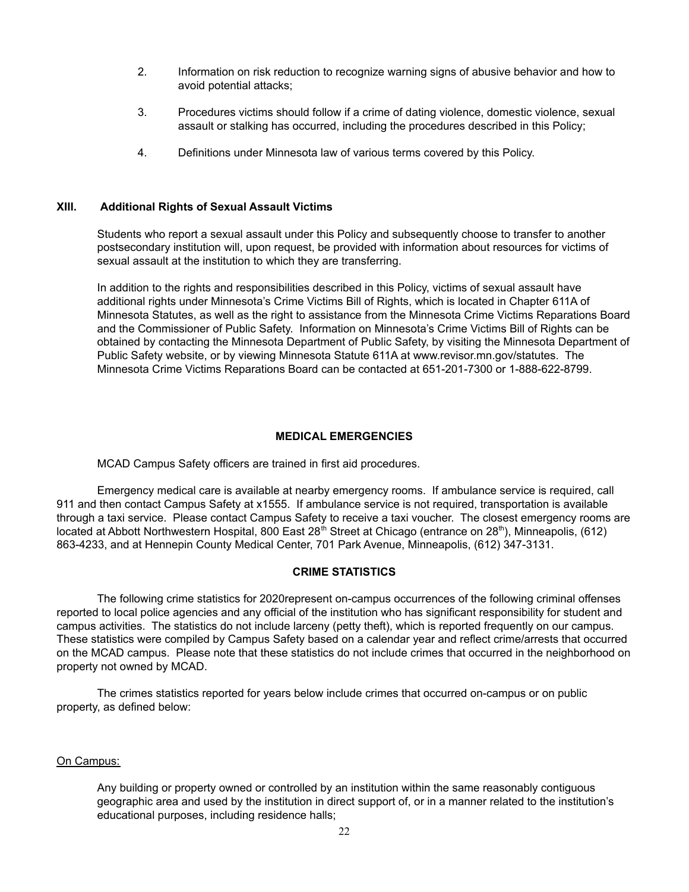2. Information on risk reduction to recognize warning signs of abusive behavior and how to avoid potential attacks;

3. Procedures victims should follow if a crime of dating violence, domestic violence, sexual assault or stalking has occurred, including the procedures described in this Policy;

4. Definitions under Minnesota law of various terms covered by this Policy.

## XIII. Additional Rights of Sexual Assault Victims

Students who report a sexual assault under this Policy and subsequently choose to transfer to another postsecondary institution will, upon request, be provided with information about resources for victims of sexual assault at the institution to which they are transferring.

In addition to the rights and responsibilities described in this Policy, victims of sexual assault have additional rights under Minnesota's Crime Victims Bill of Rights, which is located in Chapter 611A of Minnesota Statutes, as well as the right to assistance from the Minnesota Crime Victims Reparations Board and the Commissioner of Public Safety. Information on Minnesota's Crime Victims Bill of Rights can be obtained by contacting the Minnesota Department of Public Safety, by visiting the Minnesota Department of Public Safety website, or by viewing Minnesota Statute 611A at www.revisor.mn.gov/statutes. The Minnesota Crime Victims Reparations Board can be contacted at 651-201-7300 or 1-888-622-8799.

## MEDICAL EMERGENCIES

MCAD Campus Safety officers are trained in first aid procedures.

Emergency medical care is available at nearby emergency rooms. If ambulance service is required, call 911 and then contact Campus Safety at x1555. If ambulance service is not required, transportation is available through a taxi service. Please contact Campus Safety to receive a taxi voucher. The closest emergency rooms are located at Abbott Northwestern Hospital, 800 East 28th Street at Chicago (entrance on 28th), Minneapolis, (612) 863-4233, and at Hennepin County Medical Center, 701 Park Avenue, Minneapolis, (612) 347-3131.

## CRIME STATISTICS

The following crime statistics for 2020represent on-campus occurrences of the following criminal offenses reported to local police agencies and any official of the institution who has significant responsibility for student and campus activities. The statistics do not include larceny (petty theft), which is reported frequently on our campus. These statistics were compiled by Campus Safety based on a calendar year and reflect crime/arrests that occurred on the MCAD campus. Please note that these statistics do not include crimes that occurred in the neighborhood on property not owned by MCAD.

The crimes statistics reported for years below include crimes that occurred on-campus or on public property, as defined below:

<u>On Campus:</u>

Any building or property owned or controlled by an institution within the same reasonably contiguous geographic area and used by the institution in direct support of, or in a manner related to the institution's educational purposes, including residence halls;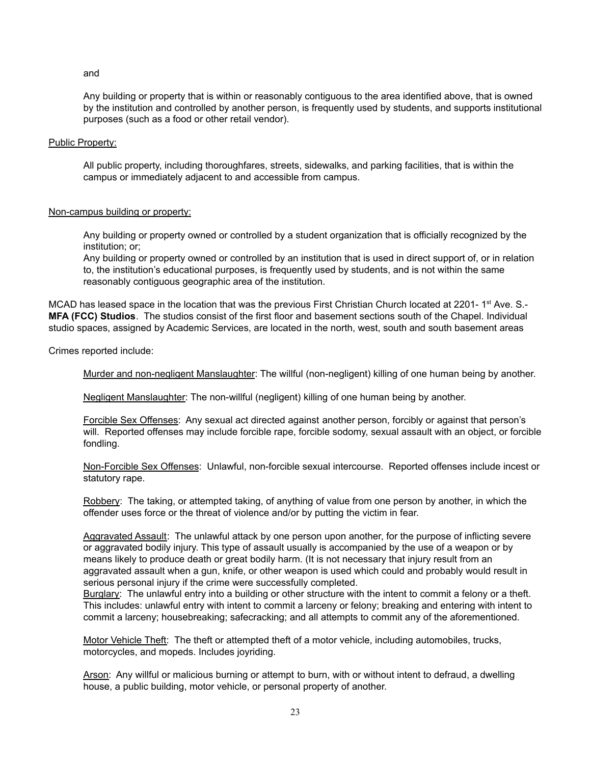and

Any building or property that is within or reasonably contiguous to the area identified above, that is owned by the institution and controlled by another person, is frequently used by students, and supports institutional purposes (such as a food or other retail vendor).

Public Property:

All public property, including thoroughfares, streets, sidewalks, and parking facilities, that is within the campus or immediately adjacent to and accessible from campus.

Non-campus building or property:

Any building or property owned or controlled by a student organization that is officially recognized by the institution; or;
Any building or property owned or controlled by an institution that is used in direct support of, or in relation to, the institution's educational purposes, is frequently used by students, and is not within the same reasonably contiguous geographic area of the institution.

MCAD has leased space in the location that was the previous First Christian Church located at 2201- 1st Ave. S.- **MFA (FCC) Studios**. The studios consist of the first floor and basement sections south of the Chapel. Individual studio spaces, assigned by Academic Services, are located in the north, west, south and south basement areas

Crimes reported include:

Murder and non-negligent Manslaughter: The willful (non-negligent) killing of one human being by another.

Negligent Manslaughter: The non-willful (negligent) killing of one human being by another.

Forcible Sex Offenses: Any sexual act directed against another person, forcibly or against that person's will. Reported offenses may include forcible rape, forcible sodomy, sexual assault with an object, or forcible fondling.

Non-Forcible Sex Offenses: Unlawful, non-forcible sexual intercourse. Reported offenses include incest or statutory rape.

Robbery: The taking, or attempted taking, of anything of value from one person by another, in which the offender uses force or the threat of violence and/or by putting the victim in fear.

Aggravated Assault: The unlawful attack by one person upon another, for the purpose of inflicting severe or aggravated bodily injury. This type of assault usually is accompanied by the use of a weapon or by means likely to produce death or great bodily harm. (It is not necessary that injury result from an aggravated assault when a gun, knife, or other weapon is used which could and probably would result in serious personal injury if the crime were successfully completed.

Burglary: The unlawful entry into a building or other structure with the intent to commit a felony or a theft. This includes: unlawful entry with intent to commit a larceny or felony; breaking and entering with intent to commit a larceny; housebreaking; safecracking; and all attempts to commit any of the aforementioned.

Motor Vehicle Theft: The theft or attempted theft of a motor vehicle, including automobiles, trucks, motorcycles, and mopeds. Includes joyriding.

Arson: Any willful or malicious burning or attempt to burn, with or without intent to defraud, a dwelling house, a public building, motor vehicle, or personal property of another.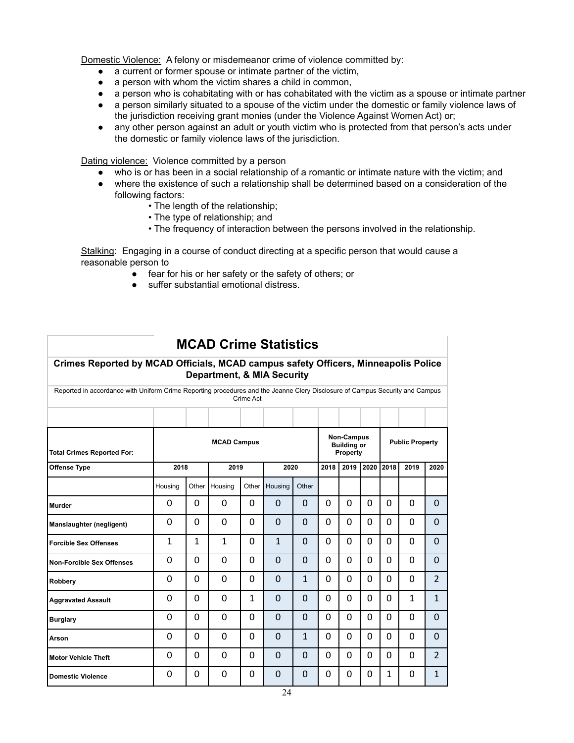Domestic Violence: A felony or misdemeanor crime of violence committed by:

- a current or former spouse or intimate partner of the victim,
- a person with whom the victim shares a child in common,
- a person who is cohabitating with or has cohabitated with the victim as a spouse or intimate partner
- a person similarly situated to a spouse of the victim under the domestic or family violence laws of the jurisdiction receiving grant monies (under the Violence Against Women Act) or;
- any other person against an adult or youth victim who is protected from that person's acts under the domestic or family violence laws of the jurisdiction.

Dating violence: Violence committed by a person

- who is or has been in a social relationship of a romantic or intimate nature with the victim; and
- where the existence of such a relationship shall be determined based on a consideration of the following factors:
  - The length of the relationship;
  - The type of relationship; and
  - The frequency of interaction between the persons involved in the relationship.

Stalking: Engaging in a course of conduct directing at a specific person that would cause a reasonable person to

- fear for his or her safety or the safety of others; or
- suffer substantial emotional distress.

## MCAD Crime Statistics

**Crimes Reported by MCAD Officials, MCAD campus safety Officers, Minneapolis Police Department, & MIA Security**

Reported in accordance with Uniform Crime Reporting procedures and the Jeanne Clery Disclosure of Campus Security and Campus Crime Act

| Total Crimes Reported For: | MCAD Campus | | | | | | Non-Campus Building or Property | | | Public Property | | |
|---|---|---|---|---|---|---|---|---|---|---|---|---|
| **Offense Type** | **2018** | | **2019** | | **2020** | | **2018** | **2019** | **2020** | **2018** | **2019** | **2020** |
| | Housing | Other | Housing | Other | Housing | Other | | | | | | |
| **Murder** | 0 | 0 | 0 | 0 | 0 | 0 | 0 | 0 | 0 | 0 | 0 | 0 |
| **Manslaughter (negligent)** | 0 | 0 | 0 | 0 | 0 | 0 | 0 | 0 | 0 | 0 | 0 | 0 |
| **Forcible Sex Offenses** | 1 | 1 | 1 | 0 | 1 | 0 | 0 | 0 | 0 | 0 | 0 | 0 |
| **Non-Forcible Sex Offenses** | 0 | 0 | 0 | 0 | 0 | 0 | 0 | 0 | 0 | 0 | 0 | 0 |
| **Robbery** | 0 | 0 | 0 | 0 | 0 | 1 | 0 | 0 | 0 | 0 | 0 | 2 |
| **Aggravated Assault** | 0 | 0 | 0 | 1 | 0 | 0 | 0 | 0 | 0 | 0 | 1 | 1 |
| **Burglary** | 0 | 0 | 0 | 0 | 0 | 0 | 0 | 0 | 0 | 0 | 0 | 0 |
| **Arson** | 0 | 0 | 0 | 0 | 0 | 1 | 0 | 0 | 0 | 0 | 0 | 0 |
| **Motor Vehicle Theft** | 0 | 0 | 0 | 0 | 0 | 0 | 0 | 0 | 0 | 0 | 0 | 2 |
| **Domestic Violence** | 0 | 0 | 0 | 0 | 0 | 0 | 0 | 0 | 0 | 1 | 0 | 1 |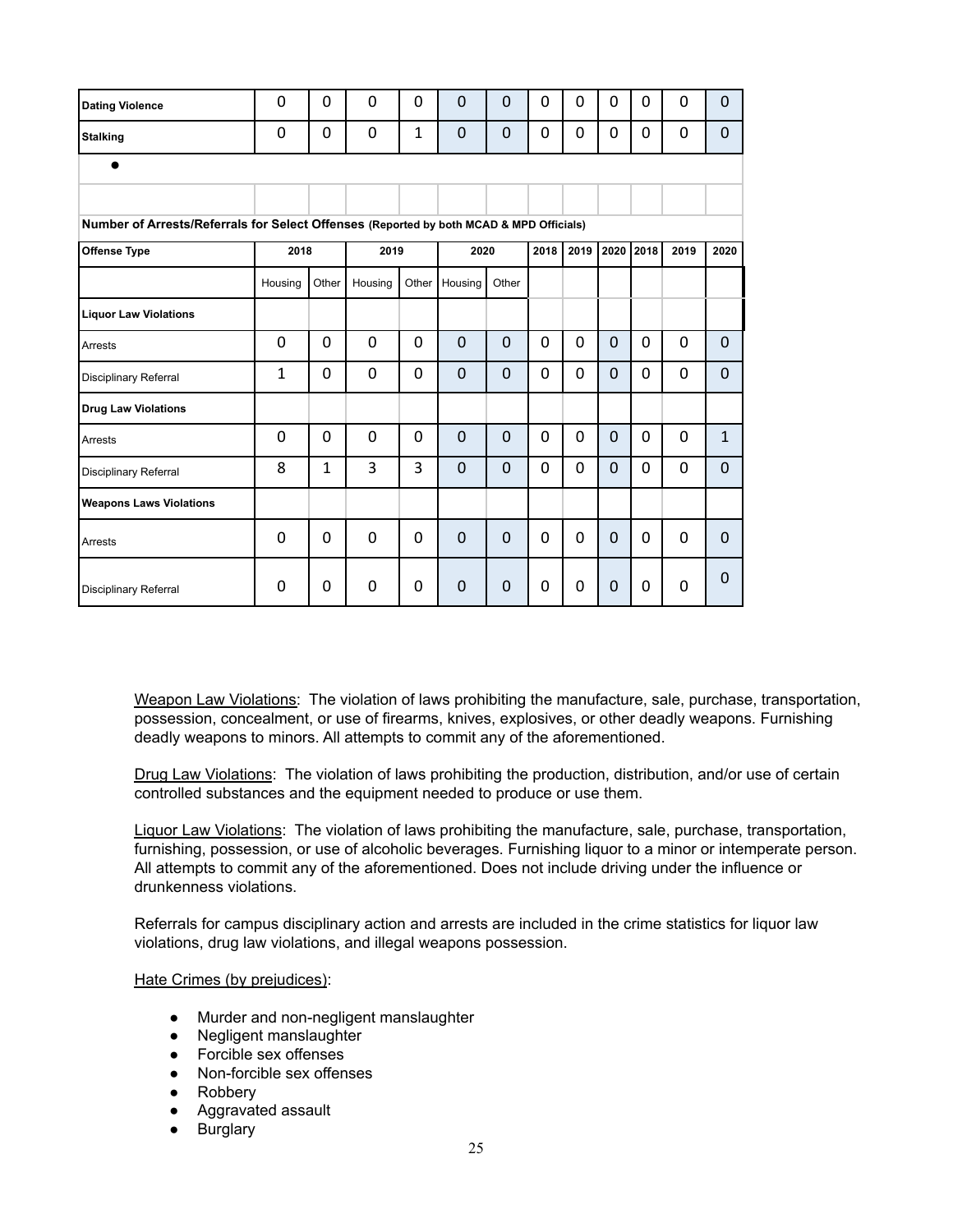| Dating Violence | 0 | 0 | 0 | 0 | 0 | 0 | 0 | 0 | 0 | 0 | 0 | 0 |
|---|---|---|---|---|---|---|---|---|---|---|---|---|
| Stalking | 0 | 0 | 0 | 1 | 0 | 0 | 0 | 0 | 0 | 0 | 0 | 0 |
| ● | | | | | | | | | | | | |
| | | | | | | | | | | | | |

| **Number of Arrests/Referrals for Select Offenses** (Reported by both MCAD & MPD Officials) | | | | | | | | | | | | |
|---|---|---|---|---|---|---|---|---|---|---|---|---|
| **Offense Type** | **2018** | | **2019** | | **2020** | | **2018** | **2019** | **2020** | **2018** | **2019** | **2020** |
| | Housing | Other | Housing | Other | Housing | Other | | | | | | |
| **Liquor Law Violations** | | | | | | | | | | | | |
| Arrests | 0 | 0 | 0 | 0 | 0 | 0 | 0 | 0 | 0 | 0 | 0 | 0 |
| Disciplinary Referral | 1 | 0 | 0 | 0 | 0 | 0 | 0 | 0 | 0 | 0 | 0 | 0 |
| **Drug Law Violations** | | | | | | | | | | | | |
| Arrests | 0 | 0 | 0 | 0 | 0 | 0 | 0 | 0 | 0 | 0 | 0 | 1 |
| Disciplinary Referral | 8 | 1 | 3 | 3 | 0 | 0 | 0 | 0 | 0 | 0 | 0 | 0 |
| **Weapons Laws Violations** | | | | | | | | | | | | |
| Arrests | 0 | 0 | 0 | 0 | 0 | 0 | 0 | 0 | 0 | 0 | 0 | 0 |
| Disciplinary Referral | 0 | 0 | 0 | 0 | 0 | 0 | 0 | 0 | 0 | 0 | 0 | 0 |

Weapon Law Violations: The violation of laws prohibiting the manufacture, sale, purchase, transportation, possession, concealment, or use of firearms, knives, explosives, or other deadly weapons. Furnishing deadly weapons to minors. All attempts to commit any of the aforementioned.

Drug Law Violations: The violation of laws prohibiting the production, distribution, and/or use of certain controlled substances and the equipment needed to produce or use them.

Liquor Law Violations: The violation of laws prohibiting the manufacture, sale, purchase, transportation, furnishing, possession, or use of alcoholic beverages. Furnishing liquor to a minor or intemperate person. All attempts to commit any of the aforementioned. Does not include driving under the influence or drunkenness violations.

Referrals for campus disciplinary action and arrests are included in the crime statistics for liquor law violations, drug law violations, and illegal weapons possession.

Hate Crimes (by prejudices):

- Murder and non-negligent manslaughter
- Negligent manslaughter
- Forcible sex offenses
- Non-forcible sex offenses
- Robbery
- Aggravated assault
- Burglary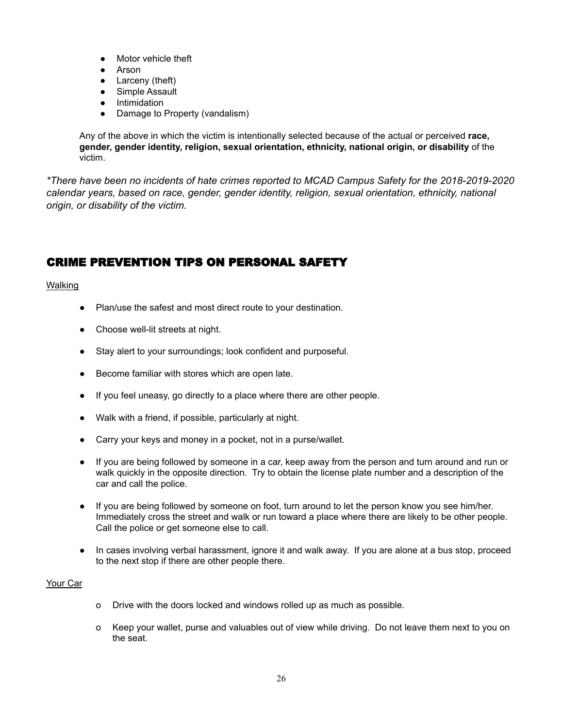- Motor vehicle theft
- Arson
- Larceny (theft)
- Simple Assault
- Intimidation
- Damage to Property (vandalism)

Any of the above in which the victim is intentionally selected because of the actual or perceived **race, gender, gender identity, religion, sexual orientation, ethnicity, national origin, or disability** of the victim.

*\*There have been no incidents of hate crimes reported to MCAD Campus Safety for the 2018-2019-2020 calendar years, based on race, gender, gender identity, religion, sexual orientation, ethnicity, national origin, or disability of the victim.*

## CRIME PREVENTION TIPS ON PERSONAL SAFETY

<u>Walking</u>

- Plan/use the safest and most direct route to your destination.
- Choose well-lit streets at night.
- Stay alert to your surroundings; look confident and purposeful.
- Become familiar with stores which are open late.
- If you feel uneasy, go directly to a place where there are other people.
- Walk with a friend, if possible, particularly at night.
- Carry your keys and money in a pocket, not in a purse/wallet.
- If you are being followed by someone in a car, keep away from the person and turn around and run or walk quickly in the opposite direction. Try to obtain the license plate number and a description of the car and call the police.
- If you are being followed by someone on foot, turn around to let the person know you see him/her. Immediately cross the street and walk or run toward a place where there are likely to be other people. Call the police or get someone else to call.
- In cases involving verbal harassment, ignore it and walk away. If you are alone at a bus stop, proceed to the next stop if there are other people there.

<u>Your Car</u>

- o Drive with the doors locked and windows rolled up as much as possible.
- o Keep your wallet, purse and valuables out of view while driving. Do not leave them next to you on the seat.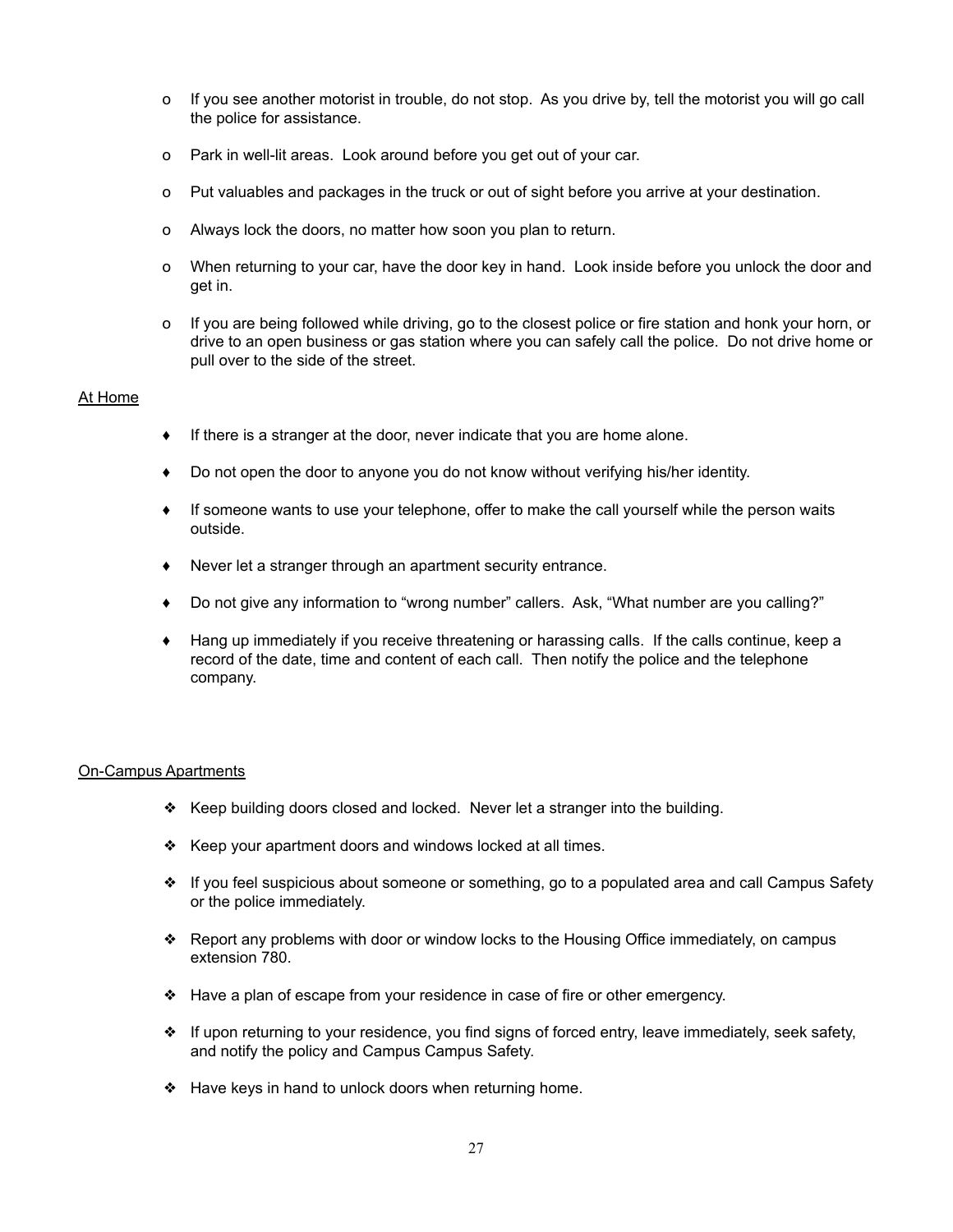- If you see another motorist in trouble, do not stop. As you drive by, tell the motorist you will go call the police for assistance.
- Park in well-lit areas. Look around before you get out of your car.
- Put valuables and packages in the truck or out of sight before you arrive at your destination.
- Always lock the doors, no matter how soon you plan to return.
- When returning to your car, have the door key in hand. Look inside before you unlock the door and get in.
- If you are being followed while driving, go to the closest police or fire station and honk your horn, or drive to an open business or gas station where you can safely call the police. Do not drive home or pull over to the side of the street.

<u>At Home</u>

- If there is a stranger at the door, never indicate that you are home alone.
- Do not open the door to anyone you do not know without verifying his/her identity.
- If someone wants to use your telephone, offer to make the call yourself while the person waits outside.
- Never let a stranger through an apartment security entrance.
- Do not give any information to "wrong number" callers. Ask, "What number are you calling?"
- Hang up immediately if you receive threatening or harassing calls. If the calls continue, keep a record of the date, time and content of each call. Then notify the police and the telephone company.

<u>On-Campus Apartments</u>

- Keep building doors closed and locked. Never let a stranger into the building.
- Keep your apartment doors and windows locked at all times.
- If you feel suspicious about someone or something, go to a populated area and call Campus Safety or the police immediately.
- Report any problems with door or window locks to the Housing Office immediately, on campus extension 780.
- Have a plan of escape from your residence in case of fire or other emergency.
- If upon returning to your residence, you find signs of forced entry, leave immediately, seek safety, and notify the policy and Campus Campus Safety.
- Have keys in hand to unlock doors when returning home.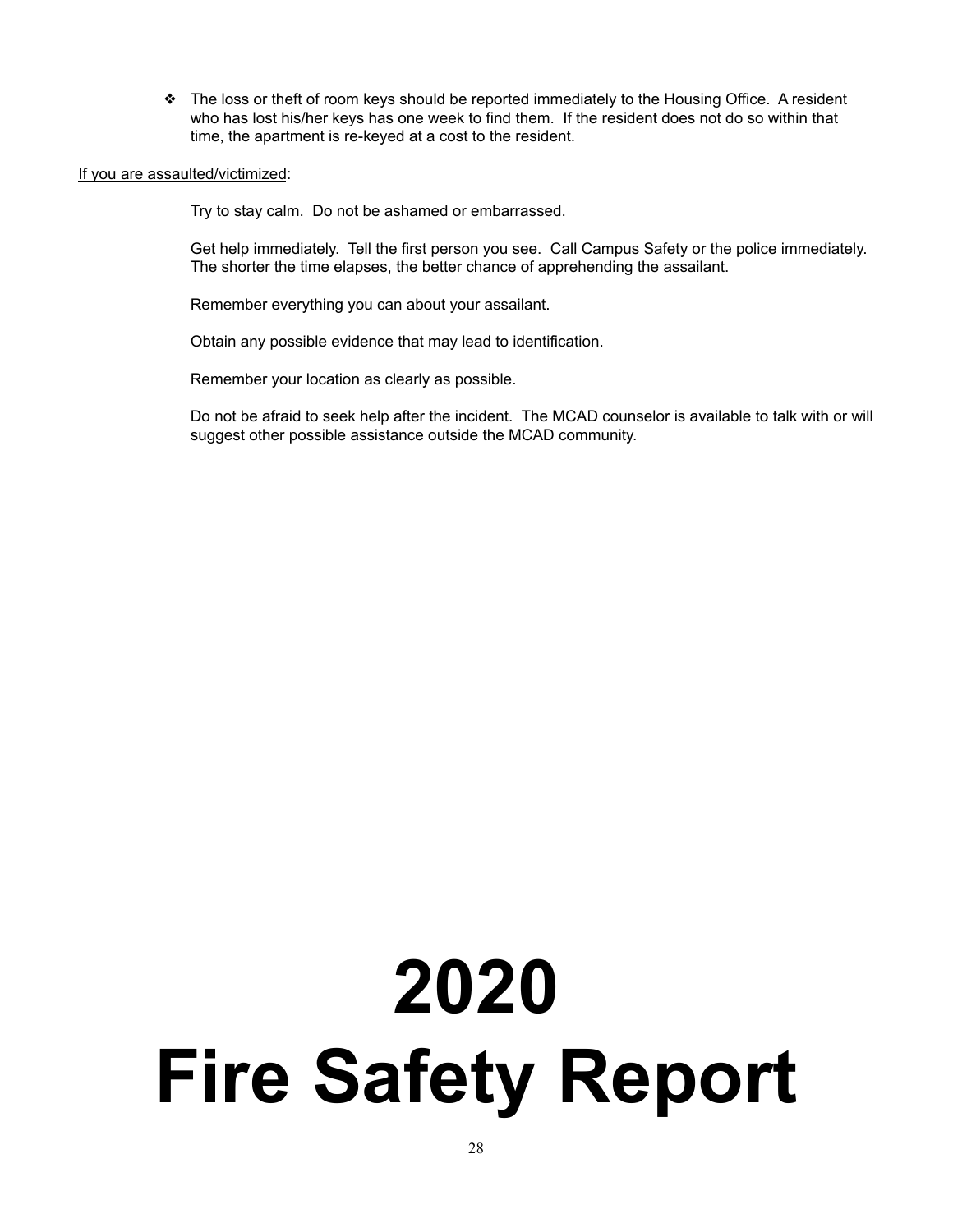- The loss or theft of room keys should be reported immediately to the Housing Office. A resident who has lost his/her keys has one week to find them. If the resident does not do so within that time, the apartment is re-keyed at a cost to the resident.

<u>If you are assaulted/victimized</u>:

Try to stay calm. Do not be ashamed or embarrassed.

Get help immediately. Tell the first person you see. Call Campus Safety or the police immediately. The shorter the time elapses, the better chance of apprehending the assailant.

Remember everything you can about your assailant.

Obtain any possible evidence that may lead to identification.

Remember your location as clearly as possible.

Do not be afraid to seek help after the incident. The MCAD counselor is available to talk with or will suggest other possible assistance outside the MCAD community.

# 2020
# Fire Safety Report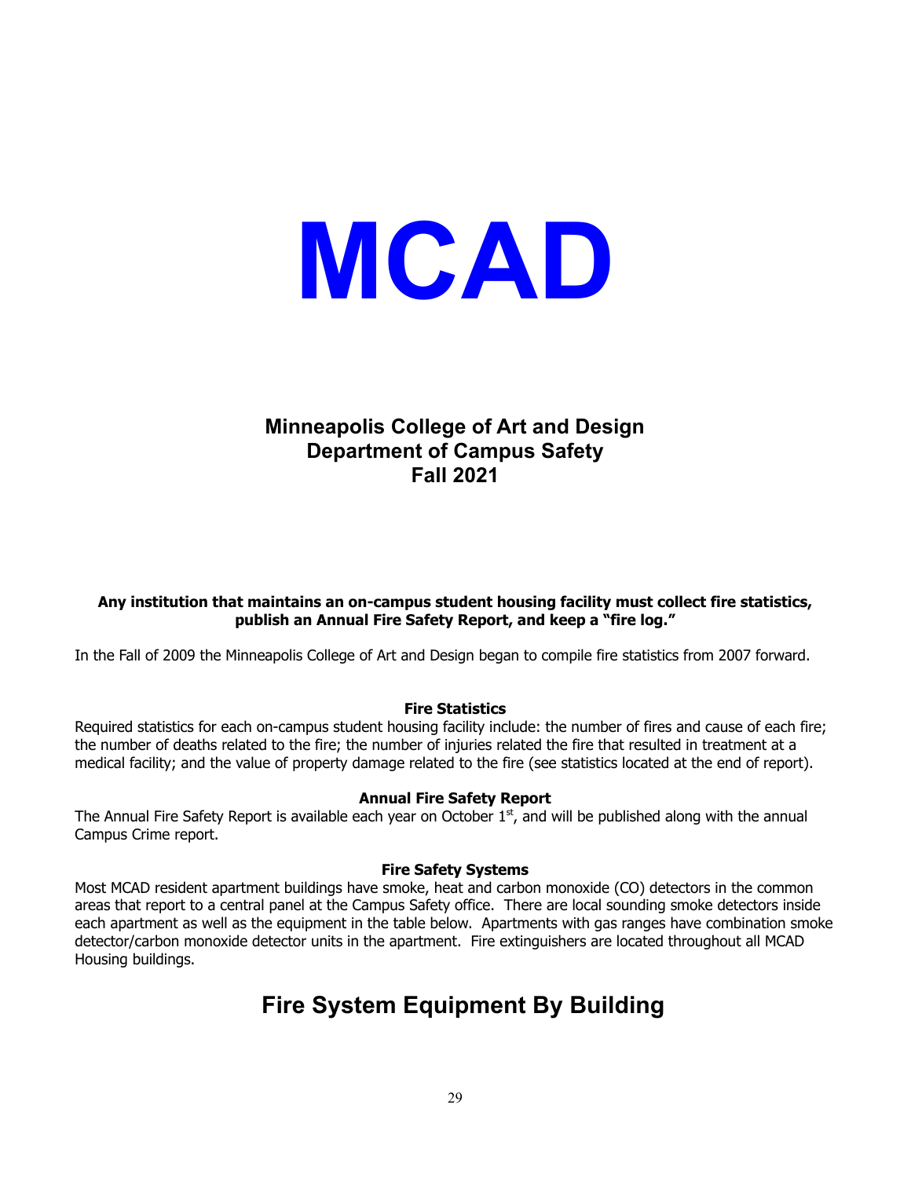# MCAD

## Minneapolis College of Art and Design
## Department of Campus Safety
## Fall 2021

**Any institution that maintains an on-campus student housing facility must collect fire statistics, publish an Annual Fire Safety Report, and keep a "fire log."**

In the Fall of 2009 the Minneapolis College of Art and Design began to compile fire statistics from 2007 forward.

### Fire Statistics

Required statistics for each on-campus student housing facility include: the number of fires and cause of each fire; the number of deaths related to the fire; the number of injuries related the fire that resulted in treatment at a medical facility; and the value of property damage related to the fire (see statistics located at the end of report).

### Annual Fire Safety Report

The Annual Fire Safety Report is available each year on October 1st, and will be published along with the annual Campus Crime report.

### Fire Safety Systems

Most MCAD resident apartment buildings have smoke, heat and carbon monoxide (CO) detectors in the common areas that report to a central panel at the Campus Safety office. There are local sounding smoke detectors inside each apartment as well as the equipment in the table below. Apartments with gas ranges have combination smoke detector/carbon monoxide detector units in the apartment. Fire extinguishers are located throughout all MCAD Housing buildings.

## Fire System Equipment By Building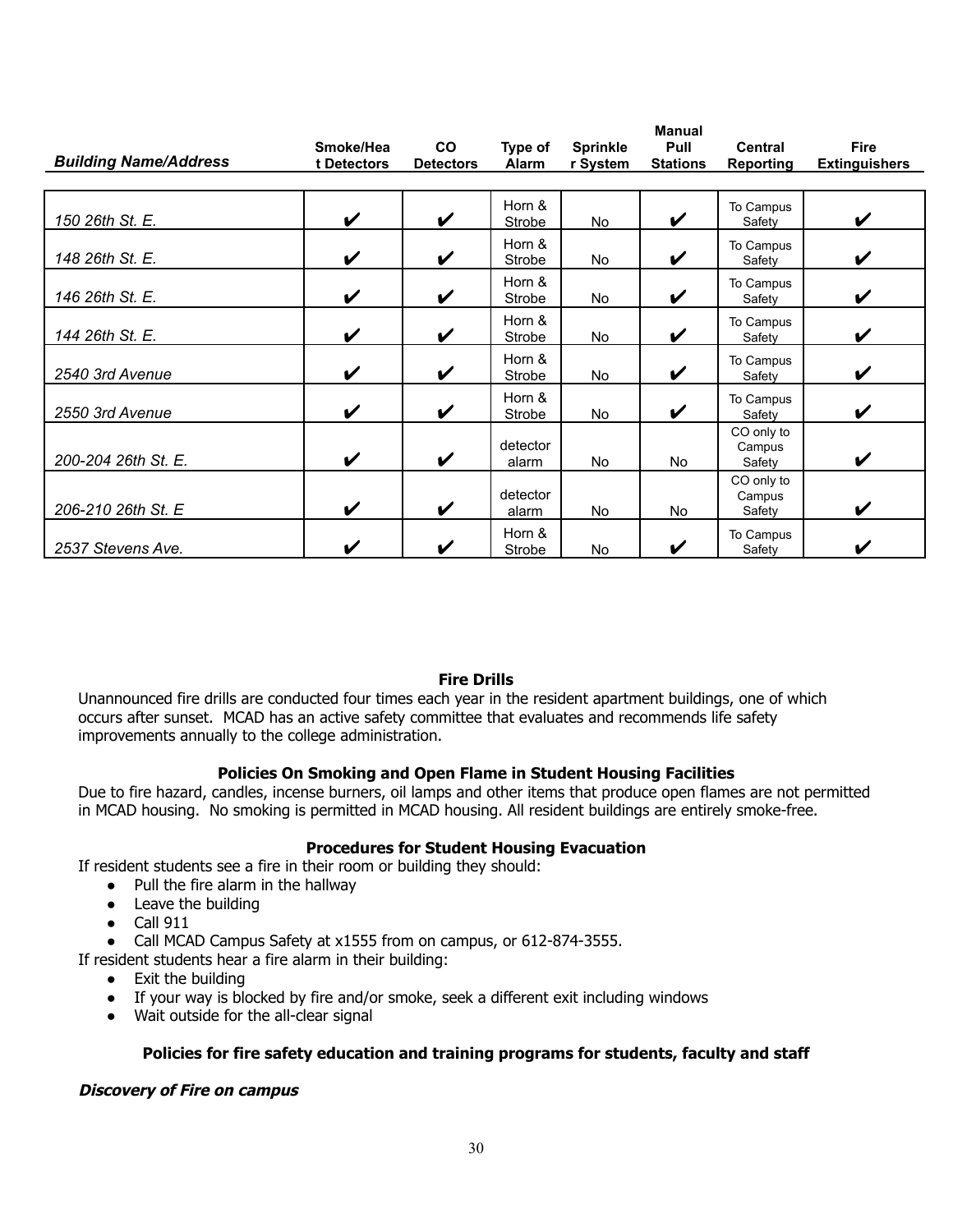| *Building Name/Address* | Smoke/Heat Detectors | CO Detectors | Type of Alarm | Sprinkler System | Manual Pull Stations | Central Reporting | Fire Extinguishers |
|---|---|---|---|---|---|---|---|
| *150 26th St. E.* | ✔ | ✔ | Horn & Strobe | No | ✔ | To Campus Safety | ✔ |
| *148 26th St. E.* | ✔ | ✔ | Horn & Strobe | No | ✔ | To Campus Safety | ✔ |
| *146 26th St. E.* | ✔ | ✔ | Horn & Strobe | No | ✔ | To Campus Safety | ✔ |
| *144 26th St. E.* | ✔ | ✔ | Horn & Strobe | No | ✔ | To Campus Safety | ✔ |
| *2540 3rd Avenue* | ✔ | ✔ | Horn & Strobe | No | ✔ | To Campus Safety | ✔ |
| *2550 3rd Avenue* | ✔ | ✔ | Horn & Strobe | No | ✔ | To Campus Safety | ✔ |
| *200-204 26th St. E.* | ✔ | ✔ | detector alarm | No | No | CO only to Campus Safety | ✔ |
| *206-210 26th St. E* | ✔ | ✔ | detector alarm | No | No | CO only to Campus Safety | ✔ |
| *2537 Stevens Ave.* | ✔ | ✔ | Horn & Strobe | No | ✔ | To Campus Safety | ✔ |

### Fire Drills

Unannounced fire drills are conducted four times each year in the resident apartment buildings, one of which occurs after sunset. MCAD has an active safety committee that evaluates and recommends life safety improvements annually to the college administration.

### Policies On Smoking and Open Flame in Student Housing Facilities

Due to fire hazard, candles, incense burners, oil lamps and other items that produce open flames are not permitted in MCAD housing. No smoking is permitted in MCAD housing. All resident buildings are entirely smoke-free.

### Procedures for Student Housing Evacuation

If resident students see a fire in their room or building they should:

- Pull the fire alarm in the hallway
- Leave the building
- Call 911
- Call MCAD Campus Safety at x1555 from on campus, or 612-874-3555.

If resident students hear a fire alarm in their building:

- Exit the building
- If your way is blocked by fire and/or smoke, seek a different exit including windows
- Wait outside for the all-clear signal

### Policies for fire safety education and training programs for students, faculty and staff

***Discovery of Fire on campus***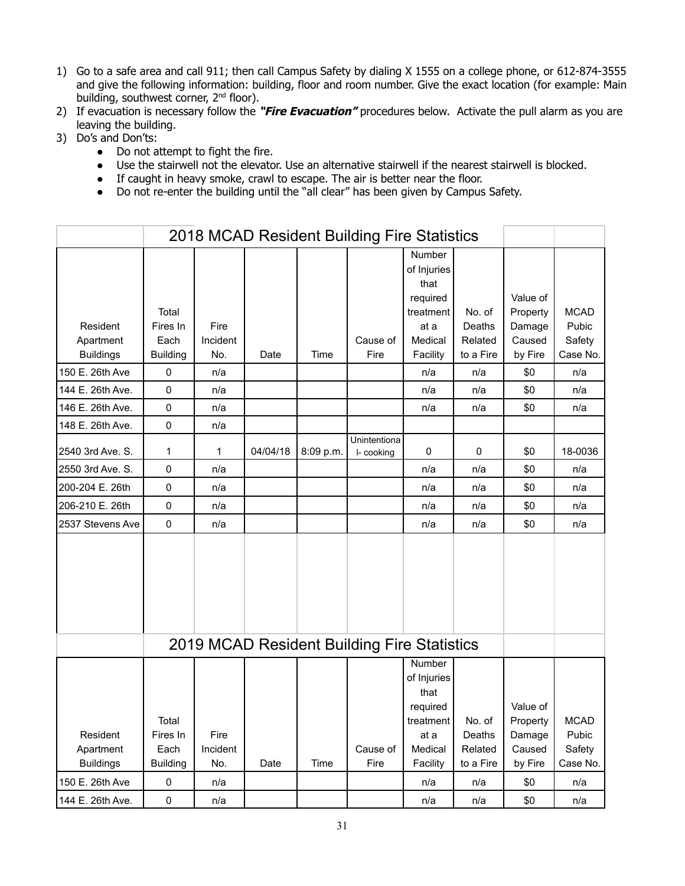1) Go to a safe area and call 911; then call Campus Safety by dialing X 1555 on a college phone, or 612-874-3555 and give the following information: building, floor and room number. Give the exact location (for example: Main building, southwest corner, 2nd floor).
2) If evacuation is necessary follow the ***"Fire Evacuation"*** procedures below. Activate the pull alarm as you are leaving the building.
3) Do's and Don'ts:
   - Do not attempt to fight the fire.
   - Use the stairwell not the elevator. Use an alternative stairwell if the nearest stairwell is blocked.
   - If caught in heavy smoke, crawl to escape. The air is better near the floor.
   - Do not re-enter the building until the "all clear" has been given by Campus Safety.

**2018 MCAD Resident Building Fire Statistics**

| Resident Apartment Buildings | Total Fires In Each Building | Fire Incident No. | Date | Time | Cause of Fire | Number of Injuries that required treatment at a Medical Facility | No. of Deaths Related to a Fire | Value of Property Damage Caused by Fire | MCAD Pubic Safety Case No. |
|---|---|---|---|---|---|---|---|---|---|
| 150 E. 26th Ave | 0 | n/a | | | | n/a | n/a | $0 | n/a |
| 144 E. 26th Ave. | 0 | n/a | | | | n/a | n/a | $0 | n/a |
| 146 E. 26th Ave. | 0 | n/a | | | | n/a | n/a | $0 | n/a |
| 148 E. 26th Ave. | 0 | n/a | | | | | | | |
| 2540 3rd Ave. S. | 1 | 1 | 04/04/18 | 8:09 p.m. | Unintentional- cooking | 0 | 0 | $0 | 18-0036 |
| 2550 3rd Ave. S. | 0 | n/a | | | | n/a | n/a | $0 | n/a |
| 200-204 E. 26th | 0 | n/a | | | | n/a | n/a | $0 | n/a |
| 206-210 E. 26th | 0 | n/a | | | | n/a | n/a | $0 | n/a |
| 2537 Stevens Ave | 0 | n/a | | | | n/a | n/a | $0 | n/a |

**2019 MCAD Resident Building Fire Statistics**

| Resident Apartment Buildings | Total Fires In Each Building | Fire Incident No. | Date | Time | Cause of Fire | Number of Injuries that required treatment at a Medical Facility | No. of Deaths Related to a Fire | Value of Property Damage Caused by Fire | MCAD Pubic Safety Case No. |
|---|---|---|---|---|---|---|---|---|---|
| 150 E. 26th Ave | 0 | n/a | | | | n/a | n/a | $0 | n/a |
| 144 E. 26th Ave. | 0 | n/a | | | | n/a | n/a | $0 | n/a |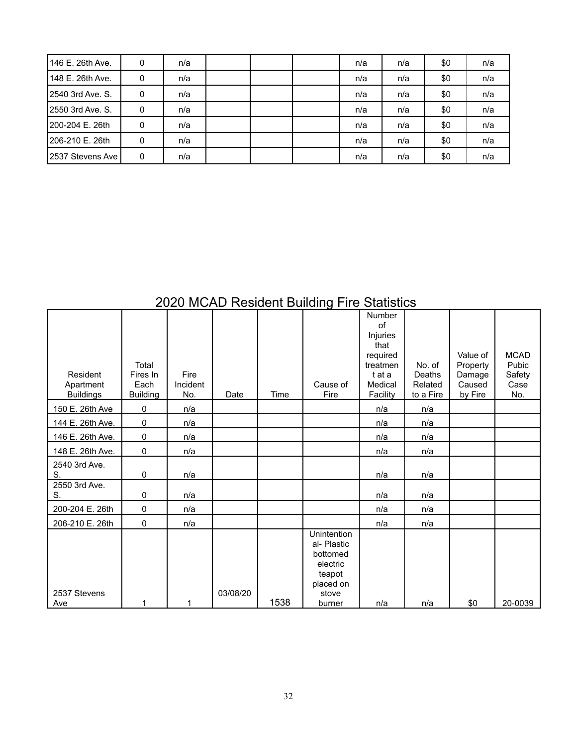| | | | | | | | | | |
|---|---|---|---|---|---|---|---|---|---|
| 146 E. 26th Ave. | 0 | n/a | | | | n/a | n/a | $0 | n/a |
| 148 E. 26th Ave. | 0 | n/a | | | | n/a | n/a | $0 | n/a |
| 2540 3rd Ave. S. | 0 | n/a | | | | n/a | n/a | $0 | n/a |
| 2550 3rd Ave. S. | 0 | n/a | | | | n/a | n/a | $0 | n/a |
| 200-204 E. 26th | 0 | n/a | | | | n/a | n/a | $0 | n/a |
| 206-210 E. 26th | 0 | n/a | | | | n/a | n/a | $0 | n/a |
| 2537 Stevens Ave | 0 | n/a | | | | n/a | n/a | $0 | n/a |

## 2020 MCAD Resident Building Fire Statistics

| Resident Apartment Buildings | Total Fires In Each Building | Fire Incident No. | Date | Time | Cause of Fire | Number of Injuries that required treatment at a Medical Facility | No. of Deaths Related to a Fire | Value of Property Damage Caused by Fire | MCAD Pubic Safety Case No. |
|---|---|---|---|---|---|---|---|---|---|
| 150 E. 26th Ave | 0 | n/a | | | | n/a | n/a | | |
| 144 E. 26th Ave. | 0 | n/a | | | | n/a | n/a | | |
| 146 E. 26th Ave. | 0 | n/a | | | | n/a | n/a | | |
| 148 E. 26th Ave. | 0 | n/a | | | | n/a | n/a | | |
| 2540 3rd Ave. S. | 0 | n/a | | | | n/a | n/a | | |
| 2550 3rd Ave. S. | 0 | n/a | | | | n/a | n/a | | |
| 200-204 E. 26th | 0 | n/a | | | | n/a | n/a | | |
| 206-210 E. 26th | 0 | n/a | | | | n/a | n/a | | |
| 2537 Stevens Ave | 1 | 1 | 03/08/20 | 1538 | Unintentional- Plastic bottomed electric teapot placed on stove burner | n/a | n/a | $0 | 20-0039 |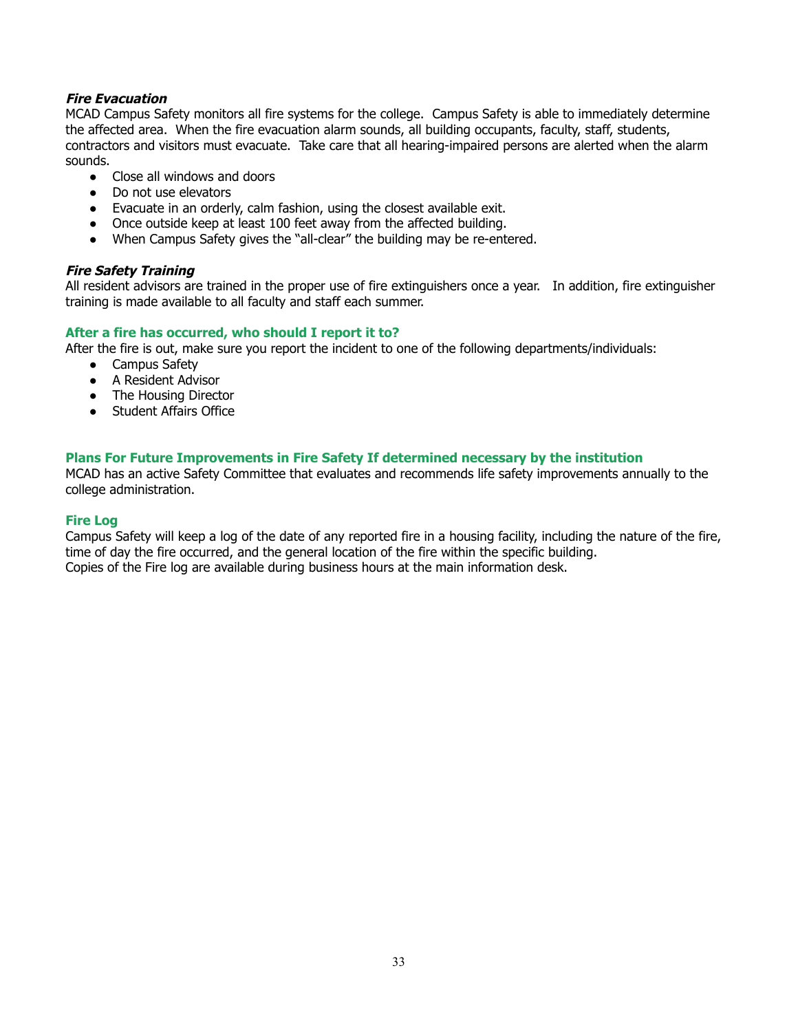***Fire Evacuation***

MCAD Campus Safety monitors all fire systems for the college. Campus Safety is able to immediately determine the affected area. When the fire evacuation alarm sounds, all building occupants, faculty, staff, students, contractors and visitors must evacuate. Take care that all hearing-impaired persons are alerted when the alarm sounds.

- Close all windows and doors
- Do not use elevators
- Evacuate in an orderly, calm fashion, using the closest available exit.
- Once outside keep at least 100 feet away from the affected building.
- When Campus Safety gives the "all-clear" the building may be re-entered.

***Fire Safety Training***

All resident advisors are trained in the proper use of fire extinguishers once a year. In addition, fire extinguisher training is made available to all faculty and staff each summer.

### After a fire has occurred, who should I report it to?

After the fire is out, make sure you report the incident to one of the following departments/individuals:

- Campus Safety
- A Resident Advisor
- The Housing Director
- Student Affairs Office

### Plans For Future Improvements in Fire Safety If determined necessary by the institution

MCAD has an active Safety Committee that evaluates and recommends life safety improvements annually to the college administration.

### Fire Log

Campus Safety will keep a log of the date of any reported fire in a housing facility, including the nature of the fire, time of day the fire occurred, and the general location of the fire within the specific building.
Copies of the Fire log are available during business hours at the main information desk.